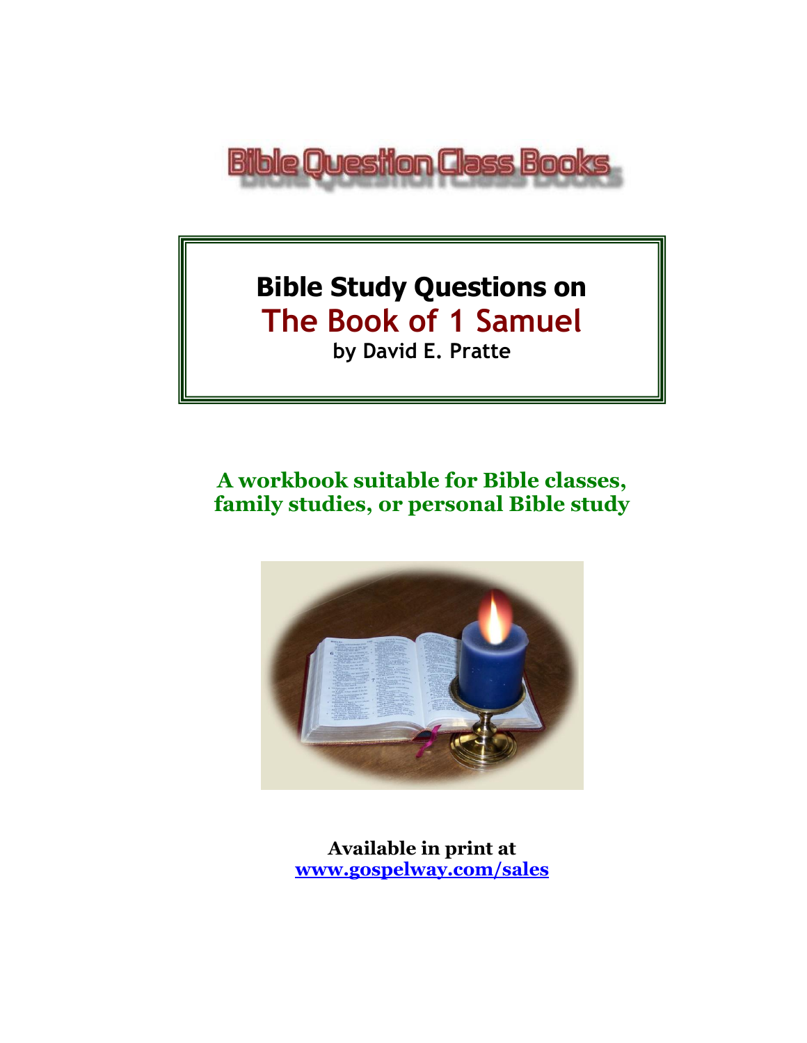Bible Question Class Books

# Bible Study Questions on

# The Book of 1 Samuel

**by David E. Pratte**

**A workbook suitable for Bible classes, family studies, or personal Bible study**

**Available in print at**
**[www.gospelway.com/sales](http://www.gospelway.com/sales)**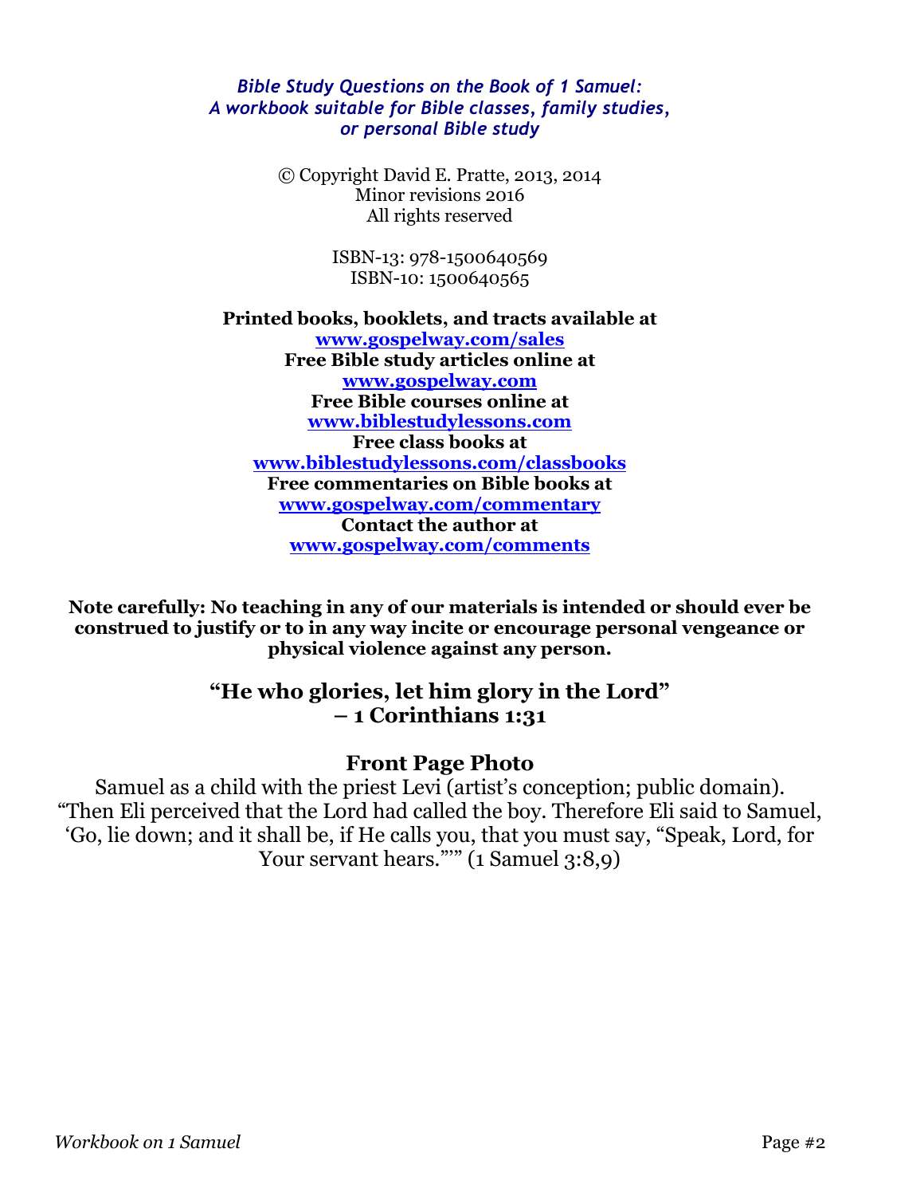***Bible Study Questions on the Book of 1 Samuel:***
***A workbook suitable for Bible classes, family studies, or personal Bible study***

© Copyright David E. Pratte, 2013, 2014
Minor revisions 2016
All rights reserved

ISBN-13: 978-1500640569
ISBN-10: 1500640565

**Printed books, booklets, and tracts available at**
**www.gospelway.com/sales**
**Free Bible study articles online at**
**www.gospelway.com**
**Free Bible courses online at**
**www.biblestudylessons.com**
**Free class books at**
**www.biblestudylessons.com/classbooks**
**Free commentaries on Bible books at**
**www.gospelway.com/commentary**
**Contact the author at**
**www.gospelway.com/comments**

**Note carefully: No teaching in any of our materials is intended or should ever be construed to justify or to in any way incite or encourage personal vengeance or physical violence against any person.**

## "He who glories, let him glory in the Lord" – 1 Corinthians 1:31

## Front Page Photo

Samuel as a child with the priest Levi (artist's conception; public domain). "Then Eli perceived that the Lord had called the boy. Therefore Eli said to Samuel, 'Go, lie down; and it shall be, if He calls you, that you must say, "Speak, Lord, for Your servant hears."'" (1 Samuel 3:8,9)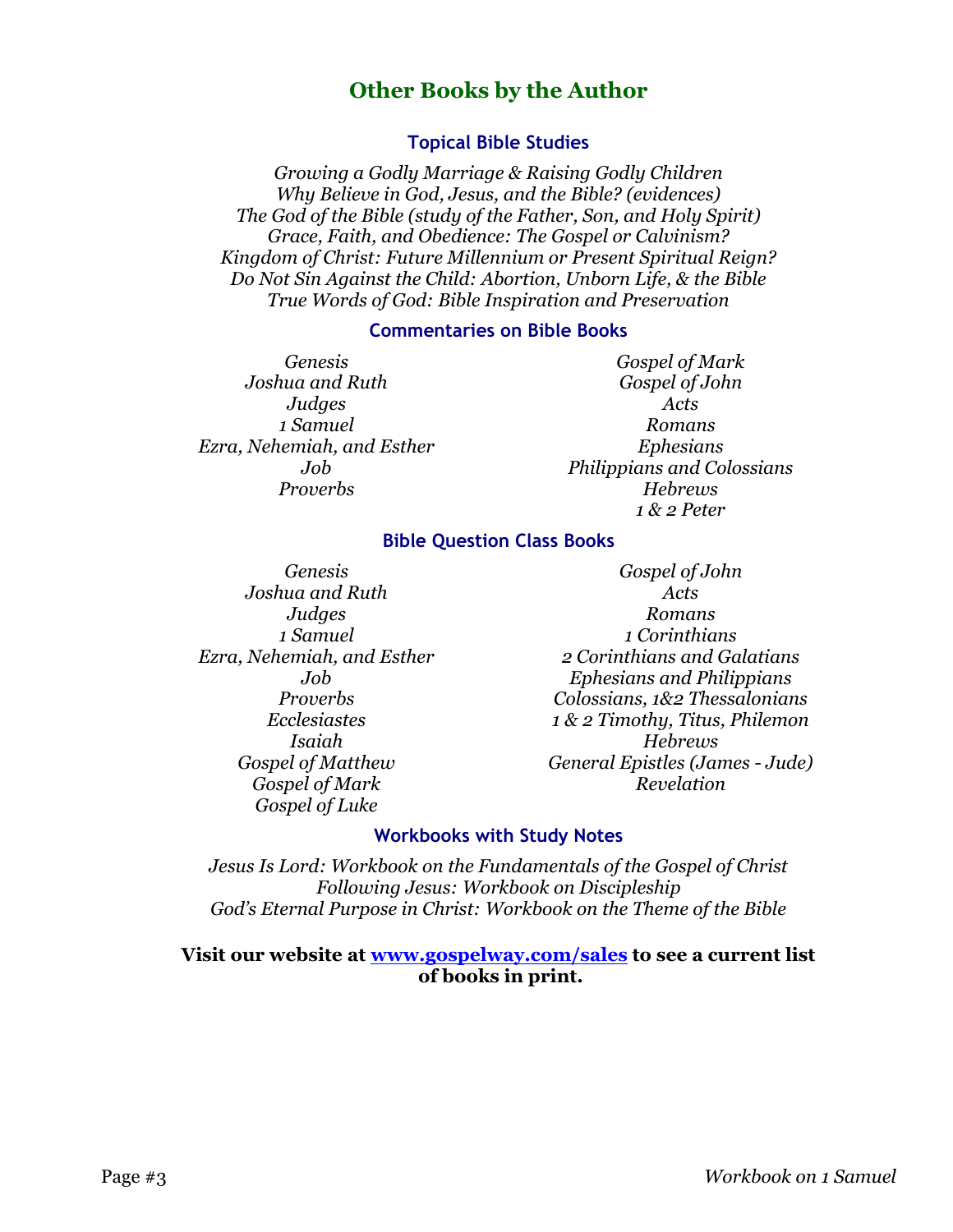## Other Books by the Author

### Topical Bible Studies

*Growing a Godly Marriage & Raising Godly Children*
*Why Believe in God, Jesus, and the Bible? (evidences)*
*The God of the Bible (study of the Father, Son, and Holy Spirit)*
*Grace, Faith, and Obedience: The Gospel or Calvinism?*
*Kingdom of Christ: Future Millennium or Present Spiritual Reign?*
*Do Not Sin Against the Child: Abortion, Unborn Life, & the Bible*
*True Words of God: Bible Inspiration and Preservation*

### Commentaries on Bible Books

*Genesis*
*Joshua and Ruth*
*Judges*
*1 Samuel*
*Ezra, Nehemiah, and Esther*
*Job*
*Proverbs*
*Gospel of Mark*
*Gospel of John*
*Acts*
*Romans*
*Ephesians*
*Philippians and Colossians*
*Hebrews*
*1 & 2 Peter*

### Bible Question Class Books

*Genesis*
*Joshua and Ruth*
*Judges*
*1 Samuel*
*Ezra, Nehemiah, and Esther*
*Job*
*Proverbs*
*Ecclesiastes*
*Isaiah*
*Gospel of Matthew*
*Gospel of Mark*
*Gospel of Luke*
*Gospel of John*
*Acts*
*Romans*
*1 Corinthians*
*2 Corinthians and Galatians*
*Ephesians and Philippians*
*Colossians, 1&2 Thessalonians*
*1 & 2 Timothy, Titus, Philemon*
*Hebrews*
*General Epistles (James - Jude)*
*Revelation*

### Workbooks with Study Notes

*Jesus Is Lord: Workbook on the Fundamentals of the Gospel of Christ*
*Following Jesus: Workbook on Discipleship*
*God's Eternal Purpose in Christ: Workbook on the Theme of the Bible*

**Visit our website at [www.gospelway.com/sales](http://www.gospelway.com/sales) to see a current list of books in print.**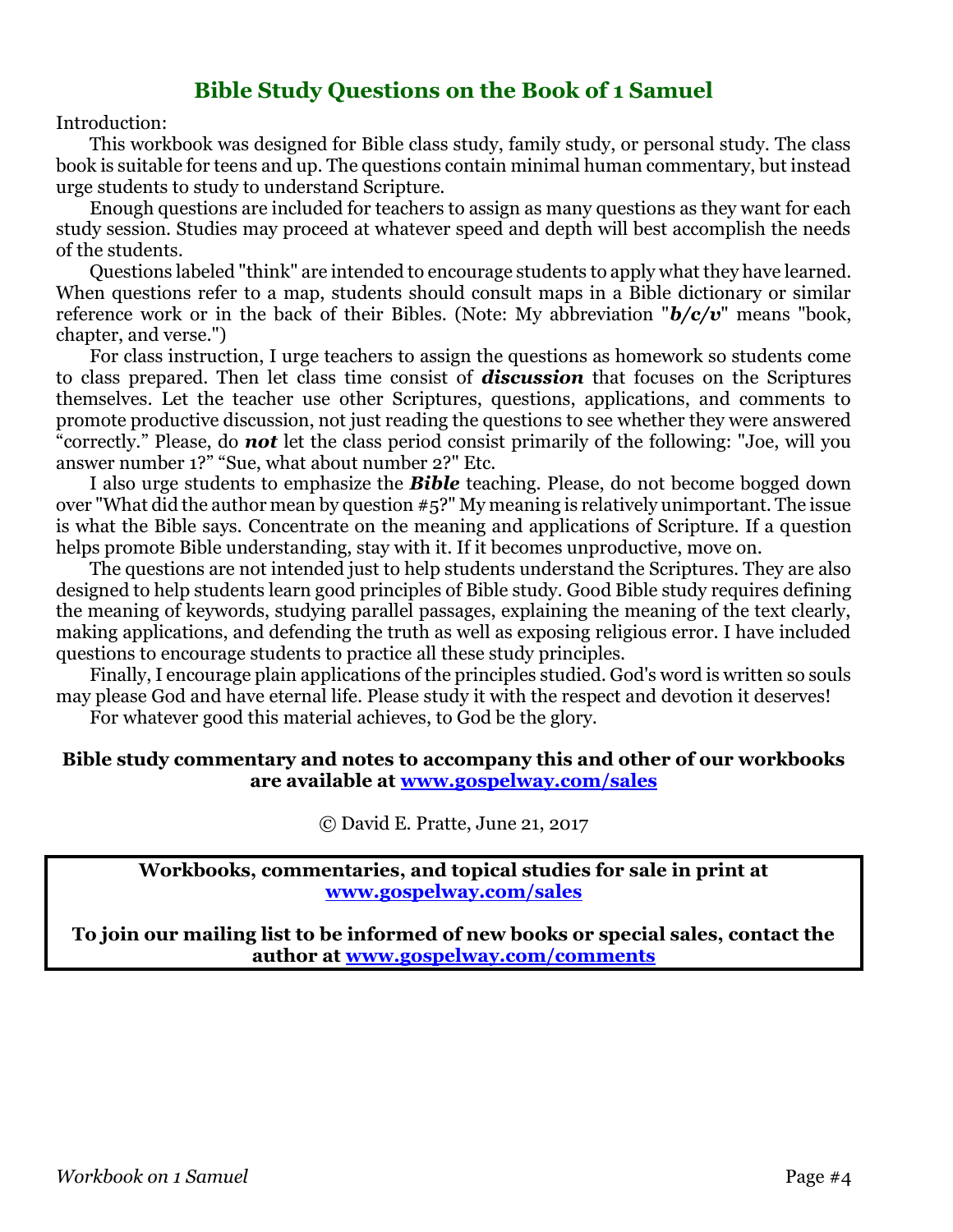# Bible Study Questions on the Book of 1 Samuel

Introduction:

This workbook was designed for Bible class study, family study, or personal study. The class book is suitable for teens and up. The questions contain minimal human commentary, but instead urge students to study to understand Scripture.

Enough questions are included for teachers to assign as many questions as they want for each study session. Studies may proceed at whatever speed and depth will best accomplish the needs of the students.

Questions labeled "think" are intended to encourage students to apply what they have learned. When questions refer to a map, students should consult maps in a Bible dictionary or similar reference work or in the back of their Bibles. (Note: My abbreviation "***b/c/v***" means "book, chapter, and verse.")

For class instruction, I urge teachers to assign the questions as homework so students come to class prepared. Then let class time consist of ***discussion*** that focuses on the Scriptures themselves. Let the teacher use other Scriptures, questions, applications, and comments to promote productive discussion, not just reading the questions to see whether they were answered "correctly." Please, do ***not*** let the class period consist primarily of the following: "Joe, will you answer number 1?" "Sue, what about number 2?" Etc.

I also urge students to emphasize the ***Bible*** teaching. Please, do not become bogged down over "What did the author mean by question #5?" My meaning is relatively unimportant. The issue is what the Bible says. Concentrate on the meaning and applications of Scripture. If a question helps promote Bible understanding, stay with it. If it becomes unproductive, move on.

The questions are not intended just to help students understand the Scriptures. They are also designed to help students learn good principles of Bible study. Good Bible study requires defining the meaning of keywords, studying parallel passages, explaining the meaning of the text clearly, making applications, and defending the truth as well as exposing religious error. I have included questions to encourage students to practice all these study principles.

Finally, I encourage plain applications of the principles studied. God's word is written so souls may please God and have eternal life. Please study it with the respect and devotion it deserves!

For whatever good this material achieves, to God be the glory.

**Bible study commentary and notes to accompany this and other of our workbooks are available at [www.gospelway.com/sales](http://www.gospelway.com/sales)**

© David E. Pratte, June 21, 2017

**Workbooks, commentaries, and topical studies for sale in print at [www.gospelway.com/sales](http://www.gospelway.com/sales)**

**To join our mailing list to be informed of new books or special sales, contact the author at [www.gospelway.com/comments](http://www.gospelway.com/comments)**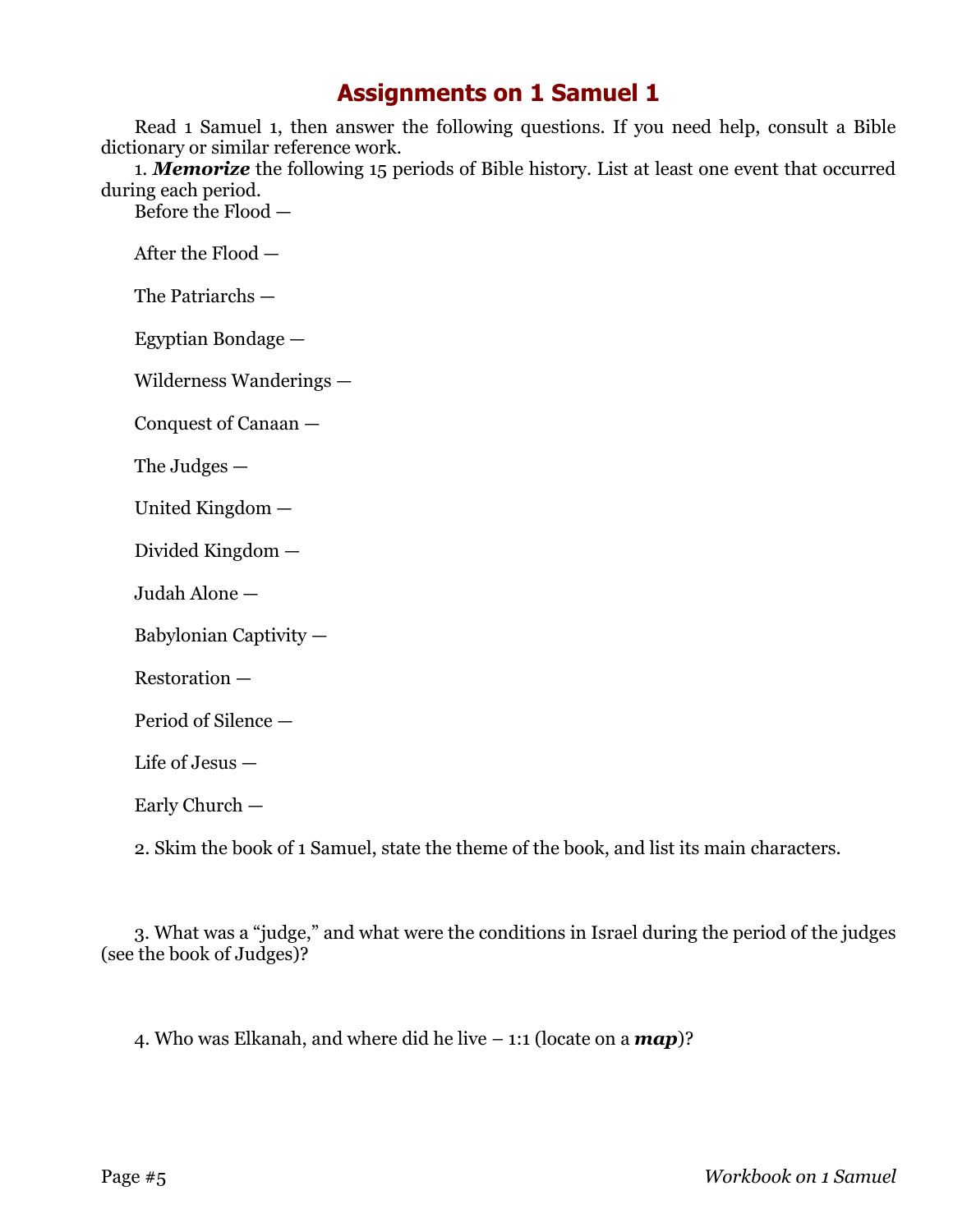# Assignments on 1 Samuel 1

Read 1 Samuel 1, then answer the following questions. If you need help, consult a Bible dictionary or similar reference work.

1. ***Memorize*** the following 15 periods of Bible history. List at least one event that occurred during each period.

Before the Flood —

After the Flood —

The Patriarchs —

Egyptian Bondage —

Wilderness Wanderings —

Conquest of Canaan —

The Judges —

United Kingdom —

Divided Kingdom —

Judah Alone —

Babylonian Captivity —

Restoration —

Period of Silence —

Life of Jesus —

Early Church —

2. Skim the book of 1 Samuel, state the theme of the book, and list its main characters.

3. What was a "judge," and what were the conditions in Israel during the period of the judges (see the book of Judges)?

4. Who was Elkanah, and where did he live – 1:1 (locate on a ***map***)?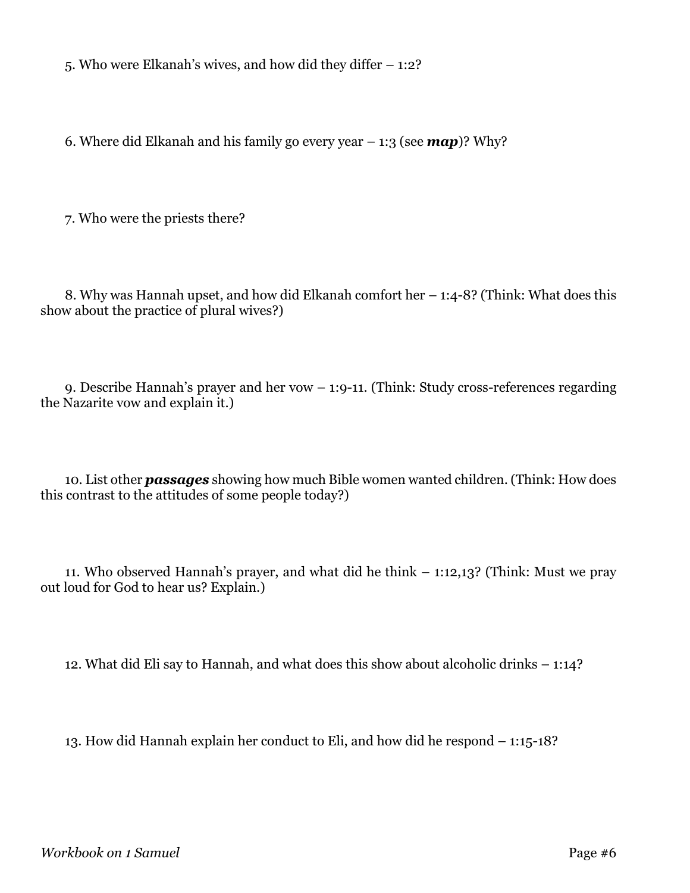5. Who were Elkanah's wives, and how did they differ – 1:2?

6. Where did Elkanah and his family go every year – 1:3 (see ***map***)? Why?

7. Who were the priests there?

8. Why was Hannah upset, and how did Elkanah comfort her – 1:4-8? (Think: What does this show about the practice of plural wives?)

9. Describe Hannah's prayer and her vow – 1:9-11. (Think: Study cross-references regarding the Nazarite vow and explain it.)

10. List other ***passages*** showing how much Bible women wanted children. (Think: How does this contrast to the attitudes of some people today?)

11. Who observed Hannah's prayer, and what did he think – 1:12,13? (Think: Must we pray out loud for God to hear us? Explain.)

12. What did Eli say to Hannah, and what does this show about alcoholic drinks – 1:14?

13. How did Hannah explain her conduct to Eli, and how did he respond – 1:15-18?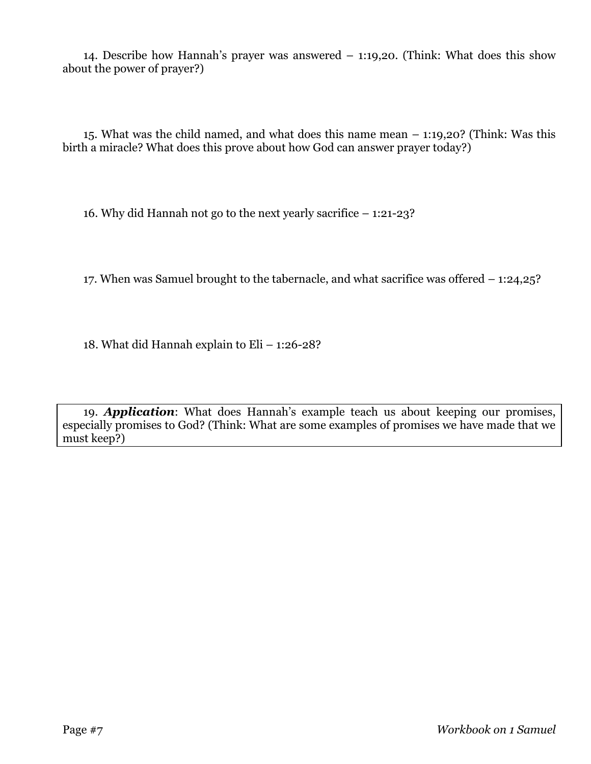14. Describe how Hannah's prayer was answered – 1:19,20. (Think: What does this show about the power of prayer?)

15. What was the child named, and what does this name mean – 1:19,20? (Think: Was this birth a miracle? What does this prove about how God can answer prayer today?)

16. Why did Hannah not go to the next yearly sacrifice – 1:21-23?

17. When was Samuel brought to the tabernacle, and what sacrifice was offered – 1:24,25?

18. What did Hannah explain to Eli – 1:26-28?

19. ***Application***: What does Hannah's example teach us about keeping our promises, especially promises to God? (Think: What are some examples of promises we have made that we must keep?)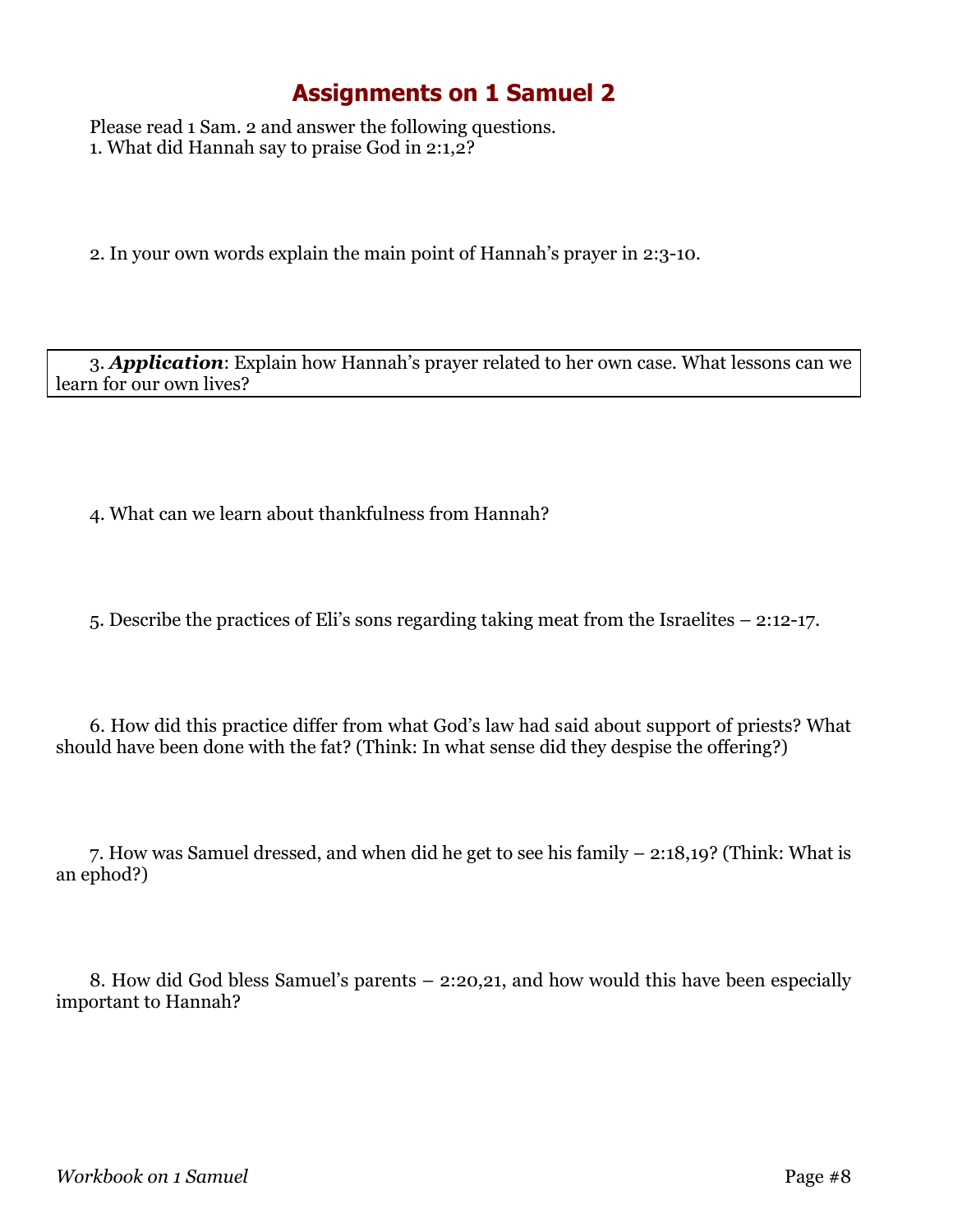# Assignments on 1 Samuel 2

Please read 1 Sam. 2 and answer the following questions.

1. What did Hannah say to praise God in 2:1,2?

2. In your own words explain the main point of Hannah's prayer in 2:3-10.

3. ***Application***: Explain how Hannah's prayer related to her own case. What lessons can we learn for our own lives?

4. What can we learn about thankfulness from Hannah?

5. Describe the practices of Eli's sons regarding taking meat from the Israelites – 2:12-17.

6. How did this practice differ from what God's law had said about support of priests? What should have been done with the fat? (Think: In what sense did they despise the offering?)

7. How was Samuel dressed, and when did he get to see his family – 2:18,19? (Think: What is an ephod?)

8. How did God bless Samuel's parents – 2:20,21, and how would this have been especially important to Hannah?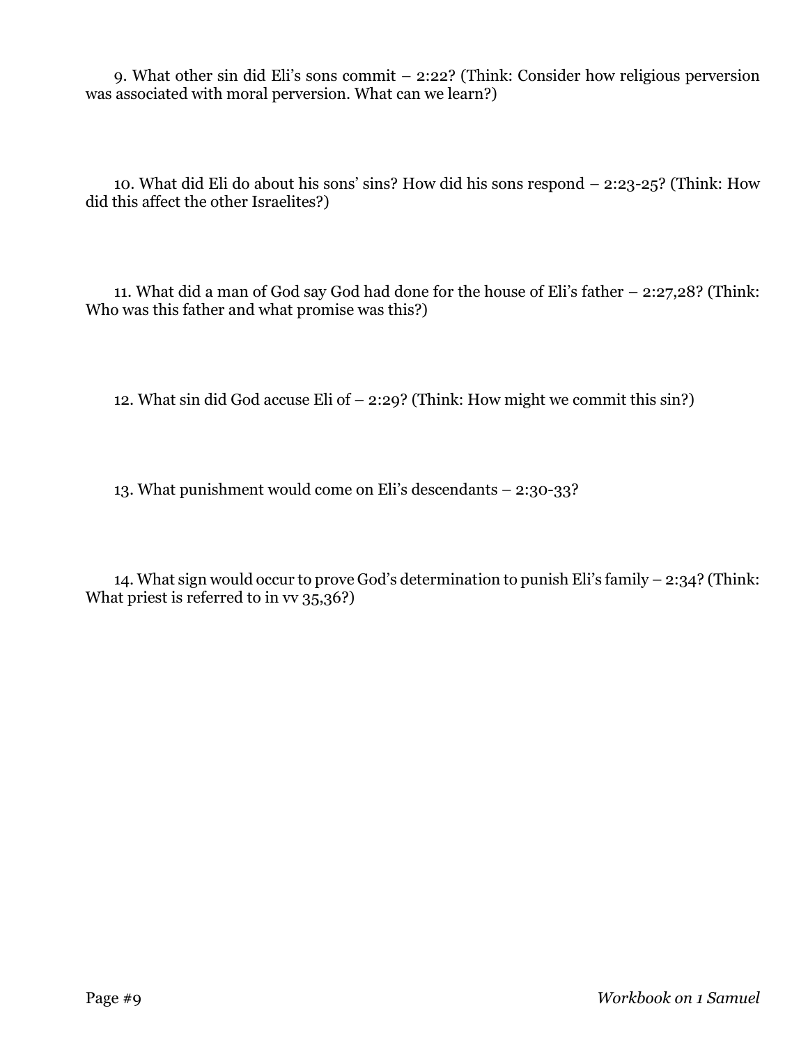9. What other sin did Eli's sons commit – 2:22? (Think: Consider how religious perversion was associated with moral perversion. What can we learn?)

10. What did Eli do about his sons' sins? How did his sons respond – 2:23-25? (Think: How did this affect the other Israelites?)

11. What did a man of God say God had done for the house of Eli's father – 2:27,28? (Think: Who was this father and what promise was this?)

12. What sin did God accuse Eli of – 2:29? (Think: How might we commit this sin?)

13. What punishment would come on Eli's descendants – 2:30-33?

14. What sign would occur to prove God's determination to punish Eli's family – 2:34? (Think: What priest is referred to in vv 35,36?)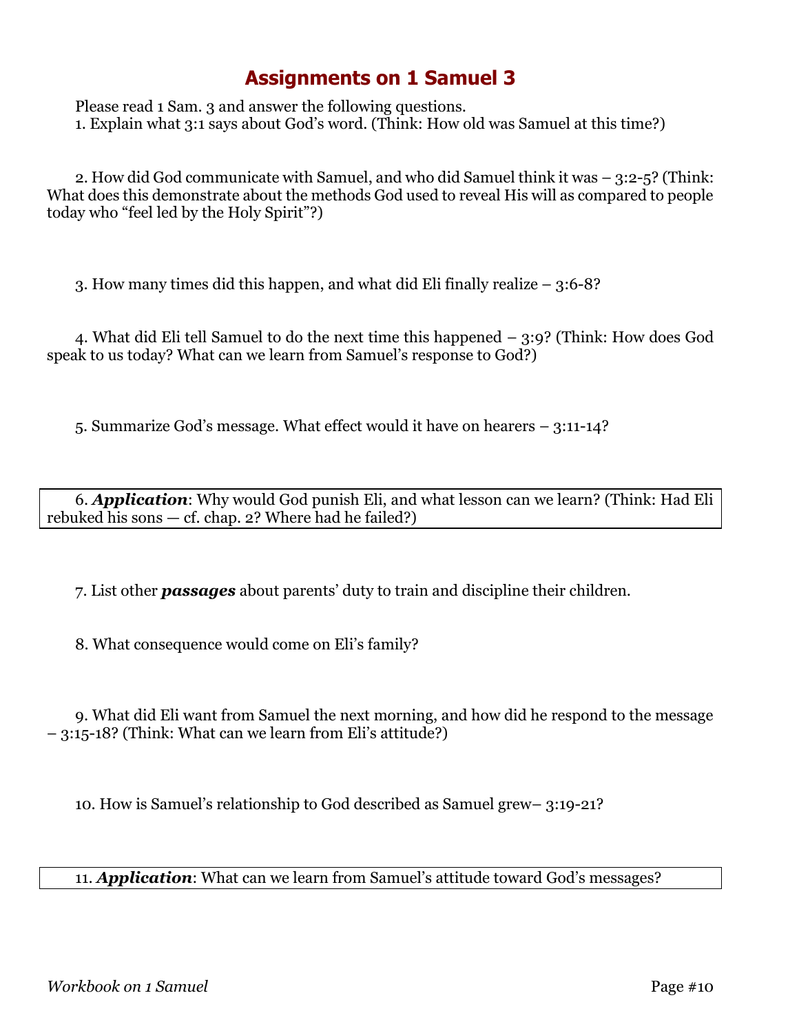# Assignments on 1 Samuel 3

Please read 1 Sam. 3 and answer the following questions.

1. Explain what 3:1 says about God's word. (Think: How old was Samuel at this time?)

2. How did God communicate with Samuel, and who did Samuel think it was – 3:2-5? (Think: What does this demonstrate about the methods God used to reveal His will as compared to people today who "feel led by the Holy Spirit"?)

3. How many times did this happen, and what did Eli finally realize – 3:6-8?

4. What did Eli tell Samuel to do the next time this happened – 3:9? (Think: How does God speak to us today? What can we learn from Samuel's response to God?)

5. Summarize God's message. What effect would it have on hearers – 3:11-14?

6. ***Application***: Why would God punish Eli, and what lesson can we learn? (Think: Had Eli rebuked his sons — cf. chap. 2? Where had he failed?)

7. List other ***passages*** about parents' duty to train and discipline their children.

8. What consequence would come on Eli's family?

9. What did Eli want from Samuel the next morning, and how did he respond to the message – 3:15-18? (Think: What can we learn from Eli's attitude?)

10. How is Samuel's relationship to God described as Samuel grew– 3:19-21?

11. ***Application***: What can we learn from Samuel's attitude toward God's messages?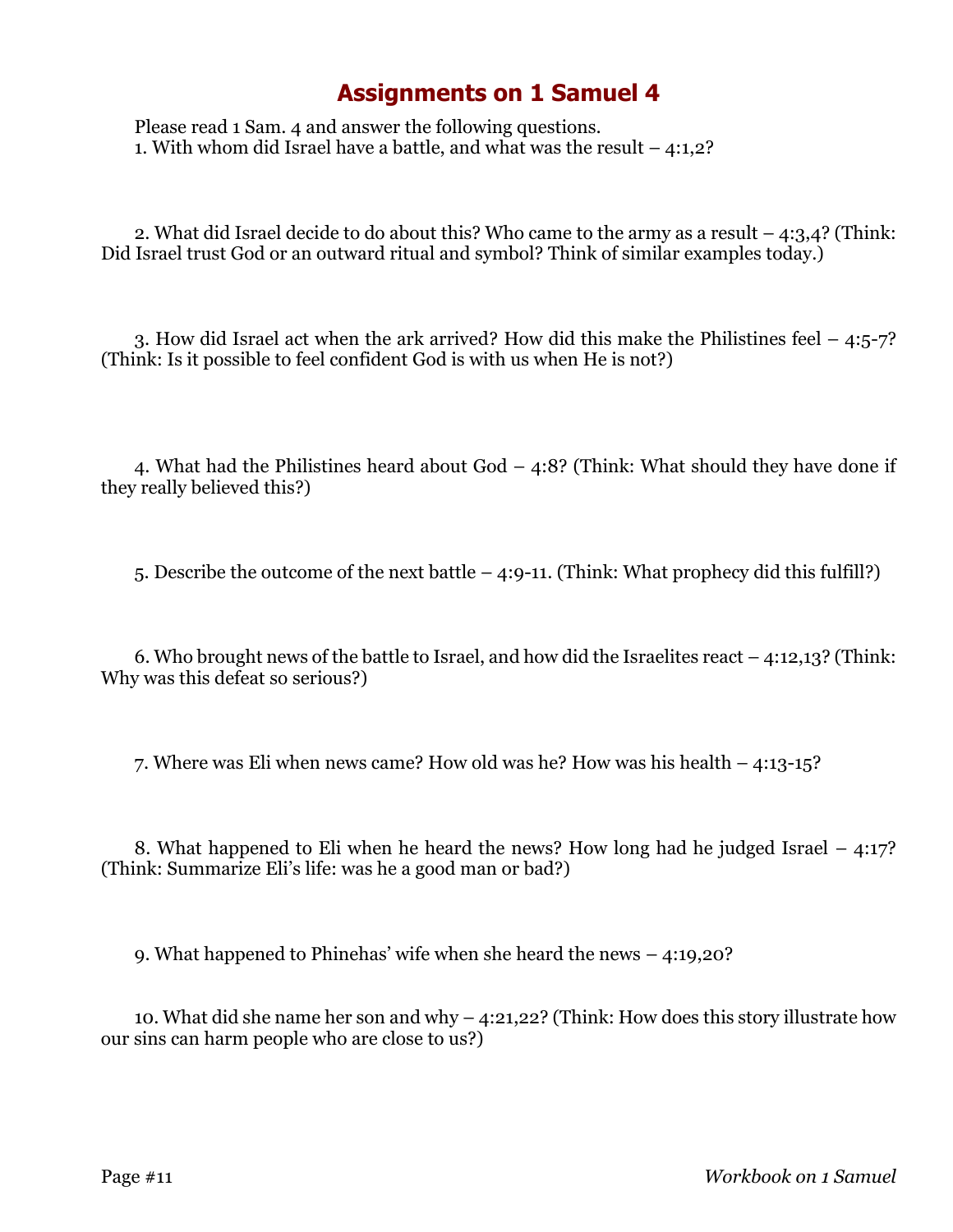# Assignments on 1 Samuel 4

Please read 1 Sam. 4 and answer the following questions.

1. With whom did Israel have a battle, and what was the result – 4:1,2?

2. What did Israel decide to do about this? Who came to the army as a result – 4:3,4? (Think: Did Israel trust God or an outward ritual and symbol? Think of similar examples today.)

3. How did Israel act when the ark arrived? How did this make the Philistines feel – 4:5-7? (Think: Is it possible to feel confident God is with us when He is not?)

4. What had the Philistines heard about God – 4:8? (Think: What should they have done if they really believed this?)

5. Describe the outcome of the next battle – 4:9-11. (Think: What prophecy did this fulfill?)

6. Who brought news of the battle to Israel, and how did the Israelites react – 4:12,13? (Think: Why was this defeat so serious?)

7. Where was Eli when news came? How old was he? How was his health – 4:13-15?

8. What happened to Eli when he heard the news? How long had he judged Israel – 4:17? (Think: Summarize Eli's life: was he a good man or bad?)

9. What happened to Phinehas' wife when she heard the news – 4:19,20?

10. What did she name her son and why – 4:21,22? (Think: How does this story illustrate how our sins can harm people who are close to us?)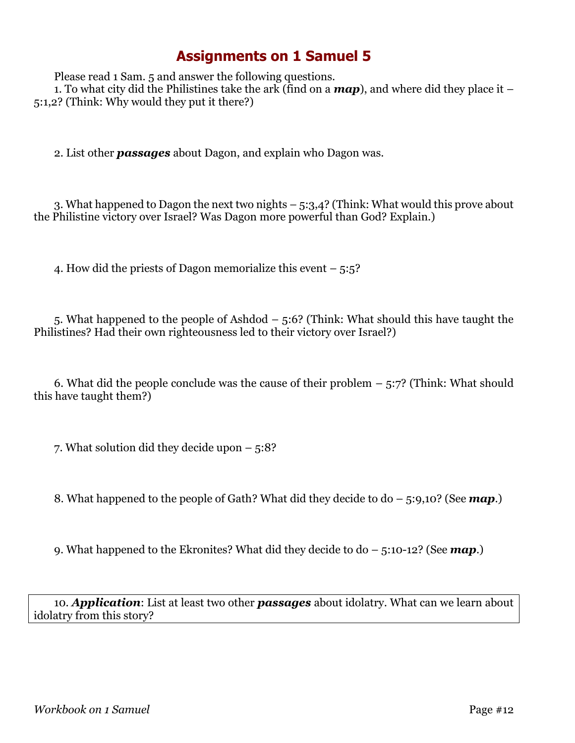# Assignments on 1 Samuel 5

Please read 1 Sam. 5 and answer the following questions.

1. To what city did the Philistines take the ark (find on a ***map***), and where did they place it – 5:1,2? (Think: Why would they put it there?)

2. List other ***passages*** about Dagon, and explain who Dagon was.

3. What happened to Dagon the next two nights – 5:3,4? (Think: What would this prove about the Philistine victory over Israel? Was Dagon more powerful than God? Explain.)

4. How did the priests of Dagon memorialize this event – 5:5?

5. What happened to the people of Ashdod – 5:6? (Think: What should this have taught the Philistines? Had their own righteousness led to their victory over Israel?)

6. What did the people conclude was the cause of their problem – 5:7? (Think: What should this have taught them?)

7. What solution did they decide upon – 5:8?

8. What happened to the people of Gath? What did they decide to do – 5:9,10? (See ***map***.)

9. What happened to the Ekronites? What did they decide to do – 5:10-12? (See ***map***.)

10. ***Application***: List at least two other ***passages*** about idolatry. What can we learn about idolatry from this story?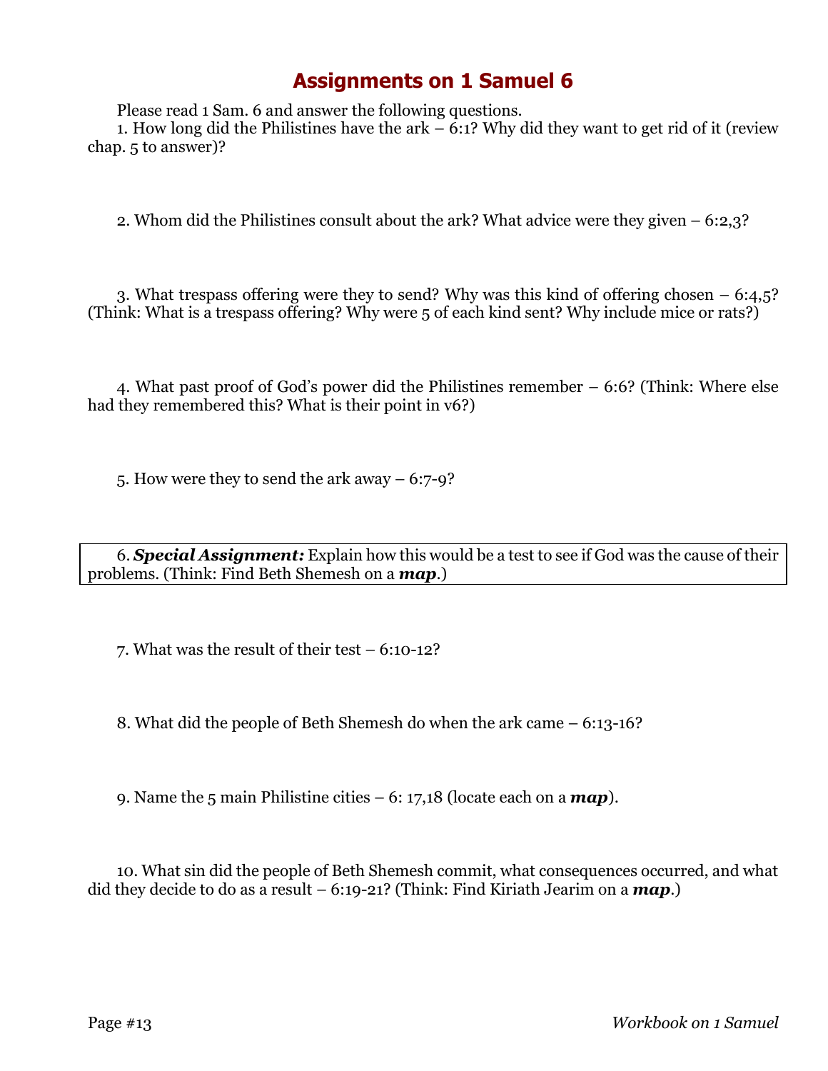# Assignments on 1 Samuel 6

Please read 1 Sam. 6 and answer the following questions.

1. How long did the Philistines have the ark – 6:1? Why did they want to get rid of it (review chap. 5 to answer)?

2. Whom did the Philistines consult about the ark? What advice were they given – 6:2,3?

3. What trespass offering were they to send? Why was this kind of offering chosen – 6:4,5? (Think: What is a trespass offering? Why were 5 of each kind sent? Why include mice or rats?)

4. What past proof of God's power did the Philistines remember – 6:6? (Think: Where else had they remembered this? What is their point in v6?)

5. How were they to send the ark away – 6:7-9?

6. ***Special Assignment:*** Explain how this would be a test to see if God was the cause of their problems. (Think: Find Beth Shemesh on a ***map***.)

7. What was the result of their test – 6:10-12?

8. What did the people of Beth Shemesh do when the ark came – 6:13-16?

9. Name the 5 main Philistine cities – 6: 17,18 (locate each on a ***map***).

10. What sin did the people of Beth Shemesh commit, what consequences occurred, and what did they decide to do as a result – 6:19-21? (Think: Find Kiriath Jearim on a ***map***.)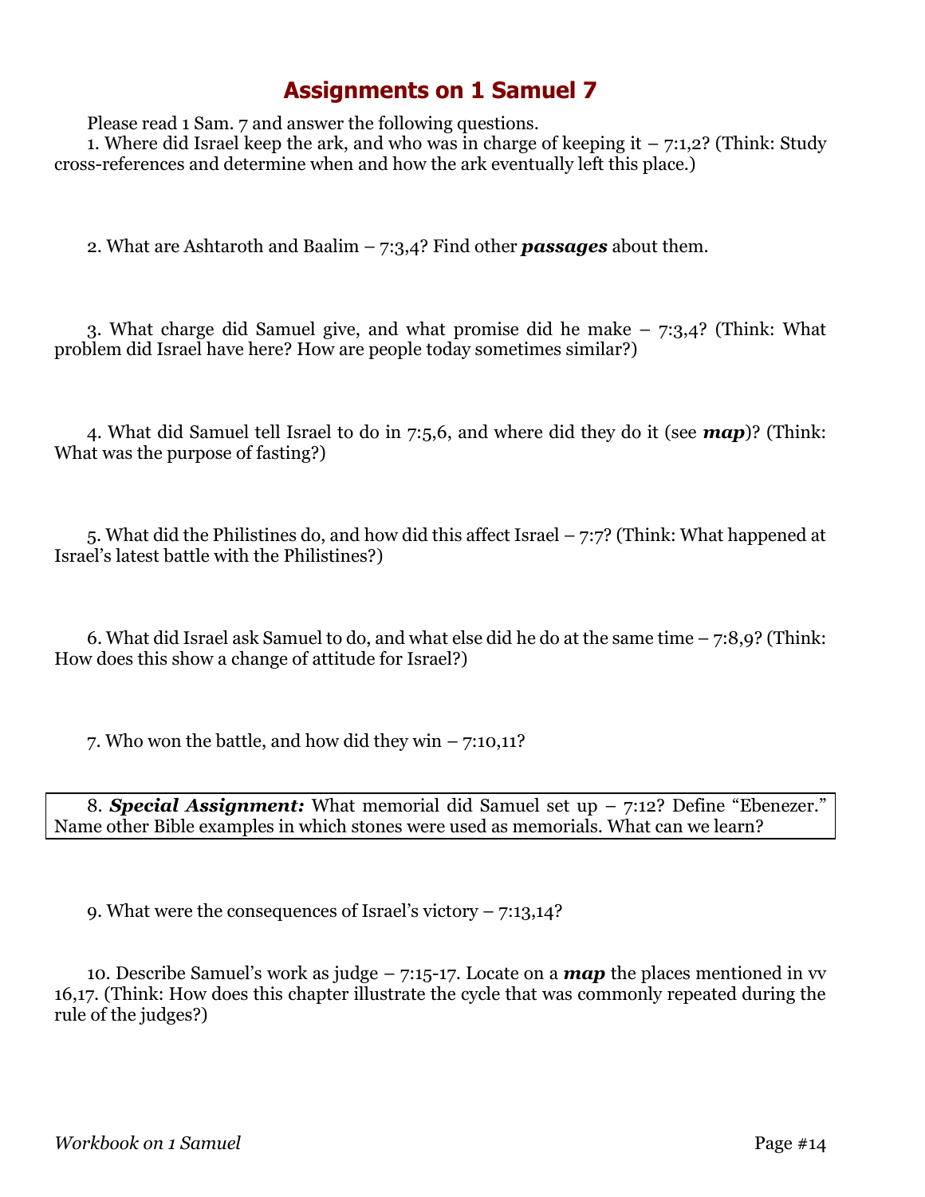# Assignments on 1 Samuel 7

Please read 1 Sam. 7 and answer the following questions.

1. Where did Israel keep the ark, and who was in charge of keeping it – 7:1,2? (Think: Study cross-references and determine when and how the ark eventually left this place.)

2. What are Ashtaroth and Baalim – 7:3,4? Find other ***passages*** about them.

3. What charge did Samuel give, and what promise did he make – 7:3,4? (Think: What problem did Israel have here? How are people today sometimes similar?)

4. What did Samuel tell Israel to do in 7:5,6, and where did they do it (see ***map***)? (Think: What was the purpose of fasting?)

5. What did the Philistines do, and how did this affect Israel – 7:7? (Think: What happened at Israel's latest battle with the Philistines?)

6. What did Israel ask Samuel to do, and what else did he do at the same time – 7:8,9? (Think: How does this show a change of attitude for Israel?)

7. Who won the battle, and how did they win – 7:10,11?

8. ***Special Assignment:*** What memorial did Samuel set up – 7:12? Define "Ebenezer." Name other Bible examples in which stones were used as memorials. What can we learn?

9. What were the consequences of Israel's victory – 7:13,14?

10. Describe Samuel's work as judge – 7:15-17. Locate on a ***map*** the places mentioned in vv 16,17. (Think: How does this chapter illustrate the cycle that was commonly repeated during the rule of the judges?)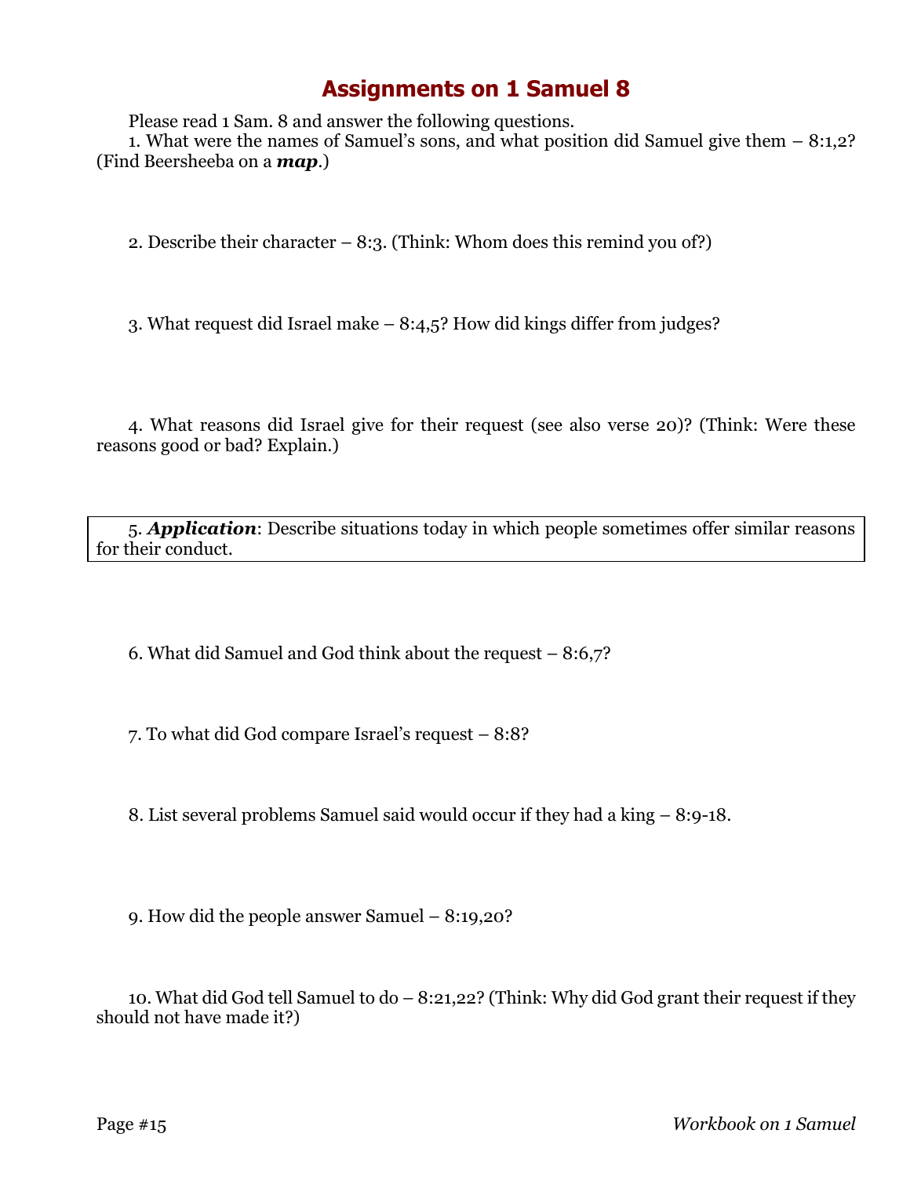# Assignments on 1 Samuel 8

Please read 1 Sam. 8 and answer the following questions.

1. What were the names of Samuel's sons, and what position did Samuel give them – 8:1,2? (Find Beersheeba on a ***map***.)

2. Describe their character – 8:3. (Think: Whom does this remind you of?)

3. What request did Israel make – 8:4,5? How did kings differ from judges?

4. What reasons did Israel give for their request (see also verse 20)? (Think: Were these reasons good or bad? Explain.)

5. ***Application***: Describe situations today in which people sometimes offer similar reasons for their conduct.

6. What did Samuel and God think about the request – 8:6,7?

7. To what did God compare Israel's request – 8:8?

8. List several problems Samuel said would occur if they had a king – 8:9-18.

9. How did the people answer Samuel – 8:19,20?

10. What did God tell Samuel to do – 8:21,22? (Think: Why did God grant their request if they should not have made it?)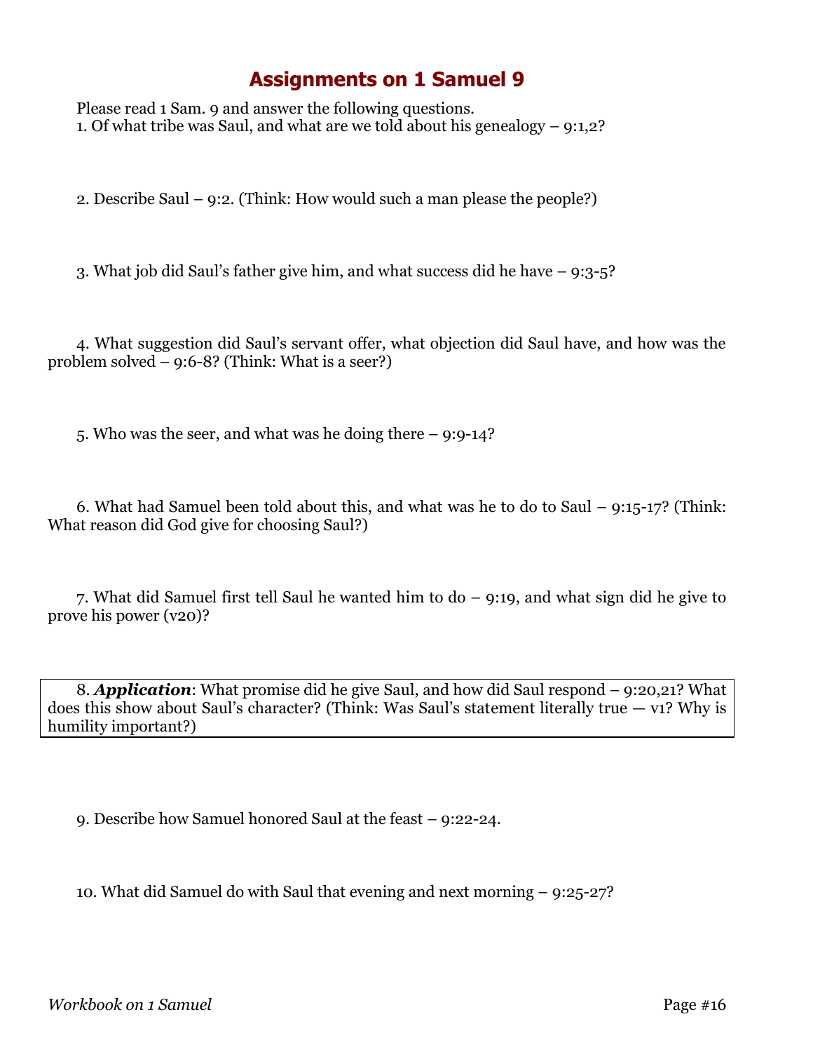# Assignments on 1 Samuel 9

Please read 1 Sam. 9 and answer the following questions.

1. Of what tribe was Saul, and what are we told about his genealogy – 9:1,2?

2. Describe Saul – 9:2. (Think: How would such a man please the people?)

3. What job did Saul's father give him, and what success did he have – 9:3-5?

4. What suggestion did Saul's servant offer, what objection did Saul have, and how was the problem solved – 9:6-8? (Think: What is a seer?)

5. Who was the seer, and what was he doing there – 9:9-14?

6. What had Samuel been told about this, and what was he to do to Saul – 9:15-17? (Think: What reason did God give for choosing Saul?)

7. What did Samuel first tell Saul he wanted him to do – 9:19, and what sign did he give to prove his power (v20)?

8. ***Application***: What promise did he give Saul, and how did Saul respond – 9:20,21? What does this show about Saul's character? (Think: Was Saul's statement literally true — v1? Why is humility important?)

9. Describe how Samuel honored Saul at the feast – 9:22-24.

10. What did Samuel do with Saul that evening and next morning – 9:25-27?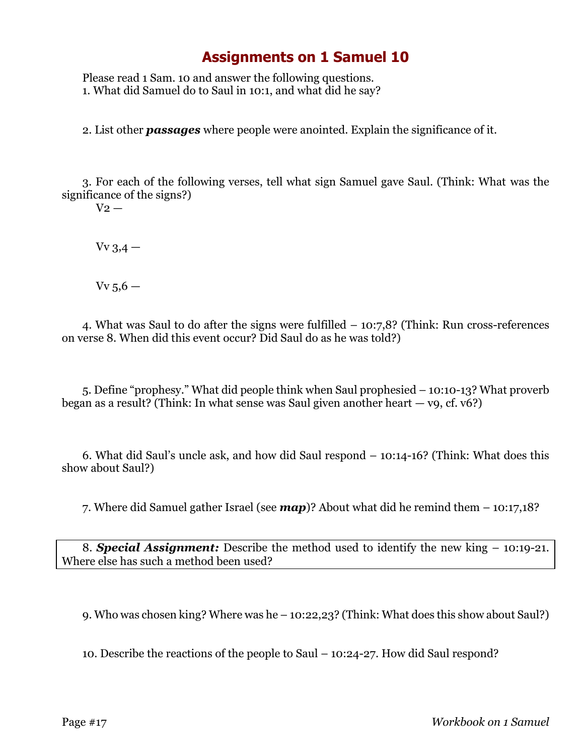# Assignments on 1 Samuel 10

Please read 1 Sam. 10 and answer the following questions.

1. What did Samuel do to Saul in 10:1, and what did he say?

2. List other ***passages*** where people were anointed. Explain the significance of it.

3. For each of the following verses, tell what sign Samuel gave Saul. (Think: What was the significance of the signs?)

   V2 —

   Vv 3,4 —

   Vv 5,6 —

4. What was Saul to do after the signs were fulfilled – 10:7,8? (Think: Run cross-references on verse 8. When did this event occur? Did Saul do as he was told?)

5. Define "prophesy." What did people think when Saul prophesied – 10:10-13? What proverb began as a result? (Think: In what sense was Saul given another heart — v9, cf. v6?)

6. What did Saul's uncle ask, and how did Saul respond – 10:14-16? (Think: What does this show about Saul?)

7. Where did Samuel gather Israel (see ***map***)? About what did he remind them – 10:17,18?

8. ***Special Assignment:*** Describe the method used to identify the new king – 10:19-21. Where else has such a method been used?

9. Who was chosen king? Where was he – 10:22,23? (Think: What does this show about Saul?)

10. Describe the reactions of the people to Saul – 10:24-27. How did Saul respond?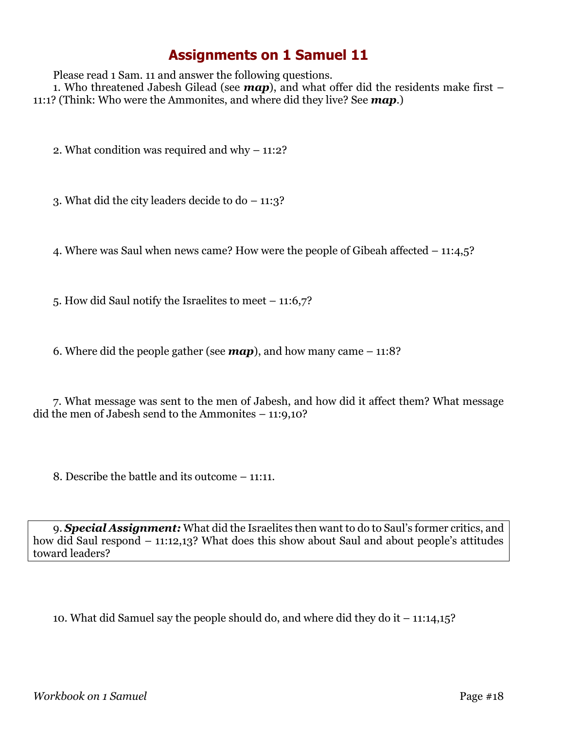# Assignments on 1 Samuel 11

Please read 1 Sam. 11 and answer the following questions.

1. Who threatened Jabesh Gilead (see ***map***), and what offer did the residents make first – 11:1? (Think: Who were the Ammonites, and where did they live? See ***map***.)

2. What condition was required and why – 11:2?

3. What did the city leaders decide to do – 11:3?

4. Where was Saul when news came? How were the people of Gibeah affected – 11:4,5?

5. How did Saul notify the Israelites to meet – 11:6,7?

6. Where did the people gather (see ***map***), and how many came – 11:8?

7. What message was sent to the men of Jabesh, and how did it affect them? What message did the men of Jabesh send to the Ammonites – 11:9,10?

8. Describe the battle and its outcome – 11:11.

9. ***Special Assignment:*** What did the Israelites then want to do to Saul's former critics, and how did Saul respond – 11:12,13? What does this show about Saul and about people's attitudes toward leaders?

10. What did Samuel say the people should do, and where did they do it – 11:14,15?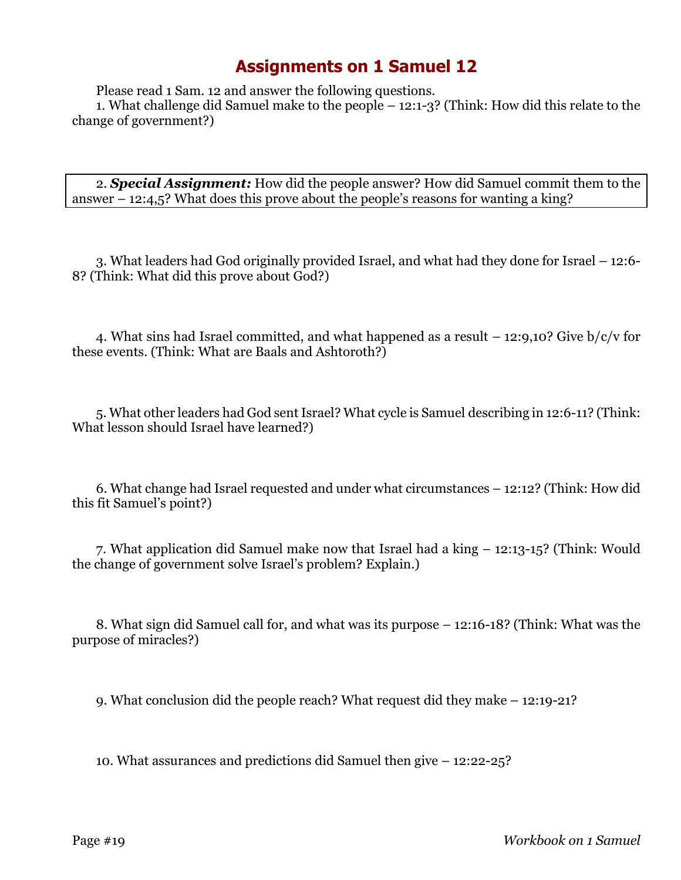# Assignments on 1 Samuel 12

Please read 1 Sam. 12 and answer the following questions.

1. What challenge did Samuel make to the people – 12:1-3? (Think: How did this relate to the change of government?)

2. ***Special Assignment:*** How did the people answer? How did Samuel commit them to the answer – 12:4,5? What does this prove about the people's reasons for wanting a king?

3. What leaders had God originally provided Israel, and what had they done for Israel – 12:6-8? (Think: What did this prove about God?)

4. What sins had Israel committed, and what happened as a result – 12:9,10? Give b/c/v for these events. (Think: What are Baals and Ashtoroth?)

5. What other leaders had God sent Israel? What cycle is Samuel describing in 12:6-11? (Think: What lesson should Israel have learned?)

6. What change had Israel requested and under what circumstances – 12:12? (Think: How did this fit Samuel's point?)

7. What application did Samuel make now that Israel had a king – 12:13-15? (Think: Would the change of government solve Israel's problem? Explain.)

8. What sign did Samuel call for, and what was its purpose – 12:16-18? (Think: What was the purpose of miracles?)

9. What conclusion did the people reach? What request did they make – 12:19-21?

10. What assurances and predictions did Samuel then give – 12:22-25?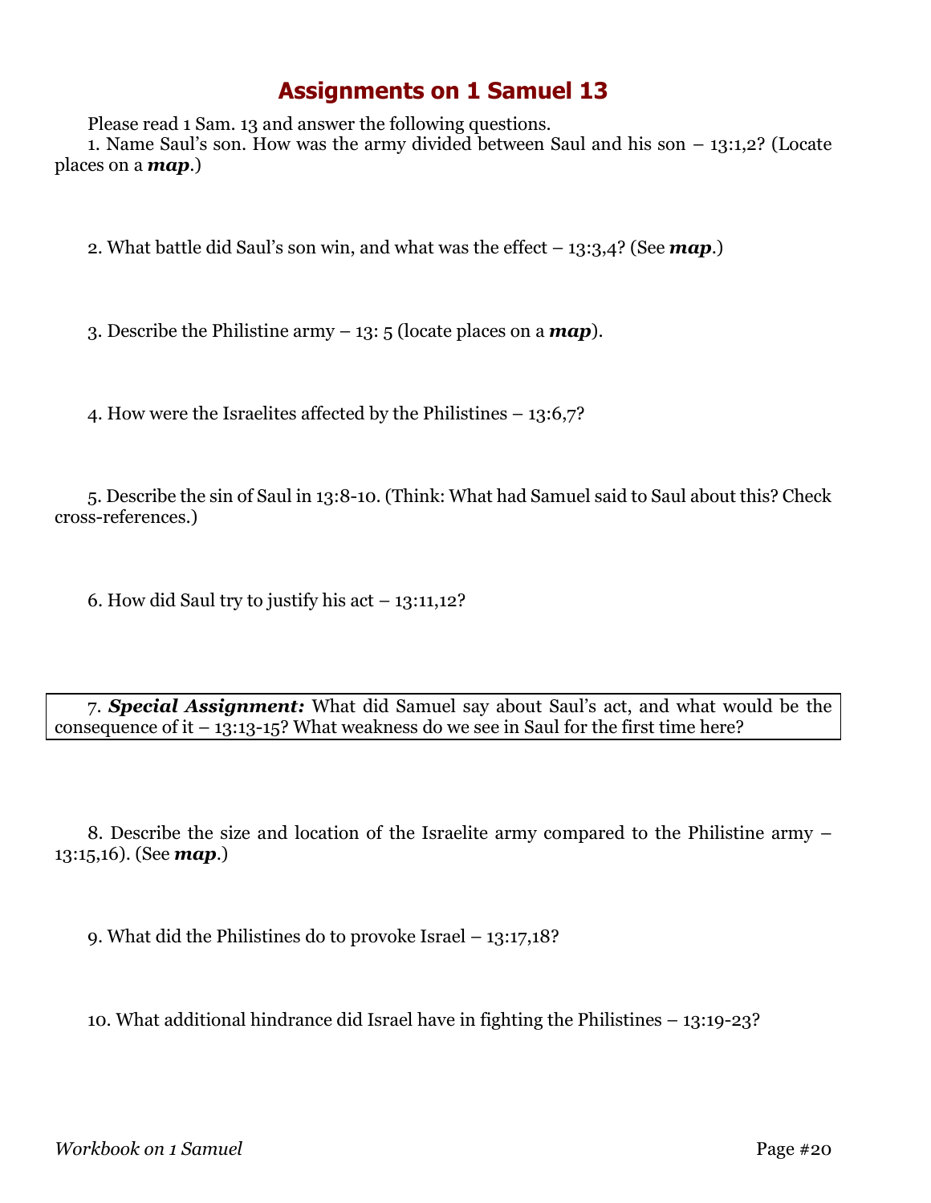# Assignments on 1 Samuel 13

Please read 1 Sam. 13 and answer the following questions.

1. Name Saul's son. How was the army divided between Saul and his son – 13:1,2? (Locate places on a ***map***.)

2. What battle did Saul's son win, and what was the effect – 13:3,4? (See ***map***.)

3. Describe the Philistine army – 13: 5 (locate places on a ***map***).

4. How were the Israelites affected by the Philistines – 13:6,7?

5. Describe the sin of Saul in 13:8-10. (Think: What had Samuel said to Saul about this? Check cross-references.)

6. How did Saul try to justify his act – 13:11,12?

7. ***Special Assignment:*** What did Samuel say about Saul's act, and what would be the consequence of it – 13:13-15? What weakness do we see in Saul for the first time here?

8. Describe the size and location of the Israelite army compared to the Philistine army – 13:15,16). (See ***map***.)

9. What did the Philistines do to provoke Israel – 13:17,18?

10. What additional hindrance did Israel have in fighting the Philistines – 13:19-23?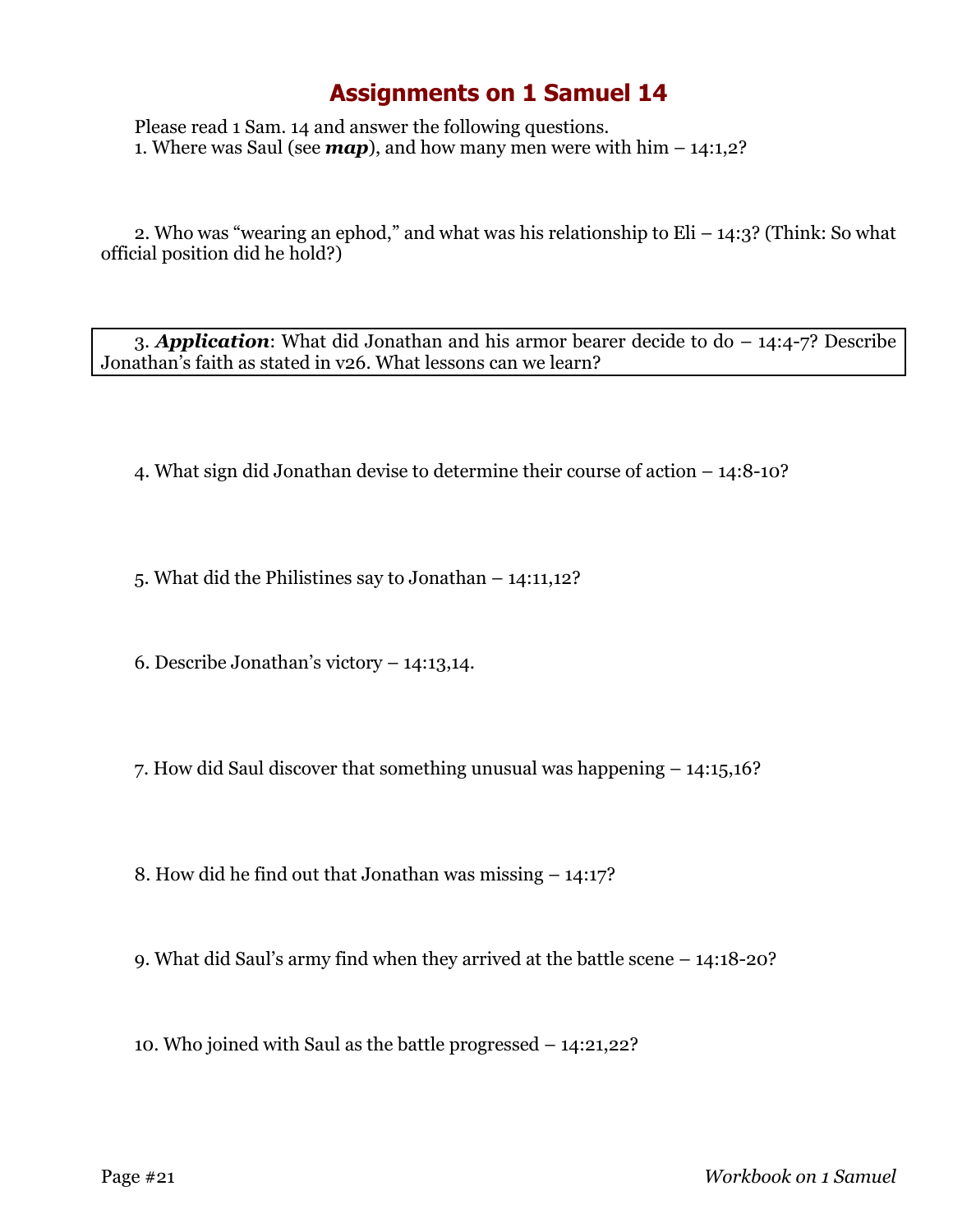# Assignments on 1 Samuel 14

Please read 1 Sam. 14 and answer the following questions.

1. Where was Saul (see ***map***), and how many men were with him – 14:1,2?

2. Who was "wearing an ephod," and what was his relationship to Eli – 14:3? (Think: So what official position did he hold?)

3. ***Application***: What did Jonathan and his armor bearer decide to do – 14:4-7? Describe Jonathan's faith as stated in v26. What lessons can we learn?

4. What sign did Jonathan devise to determine their course of action – 14:8-10?

5. What did the Philistines say to Jonathan – 14:11,12?

6. Describe Jonathan's victory – 14:13,14.

7. How did Saul discover that something unusual was happening – 14:15,16?

8. How did he find out that Jonathan was missing – 14:17?

9. What did Saul's army find when they arrived at the battle scene – 14:18-20?

10. Who joined with Saul as the battle progressed – 14:21,22?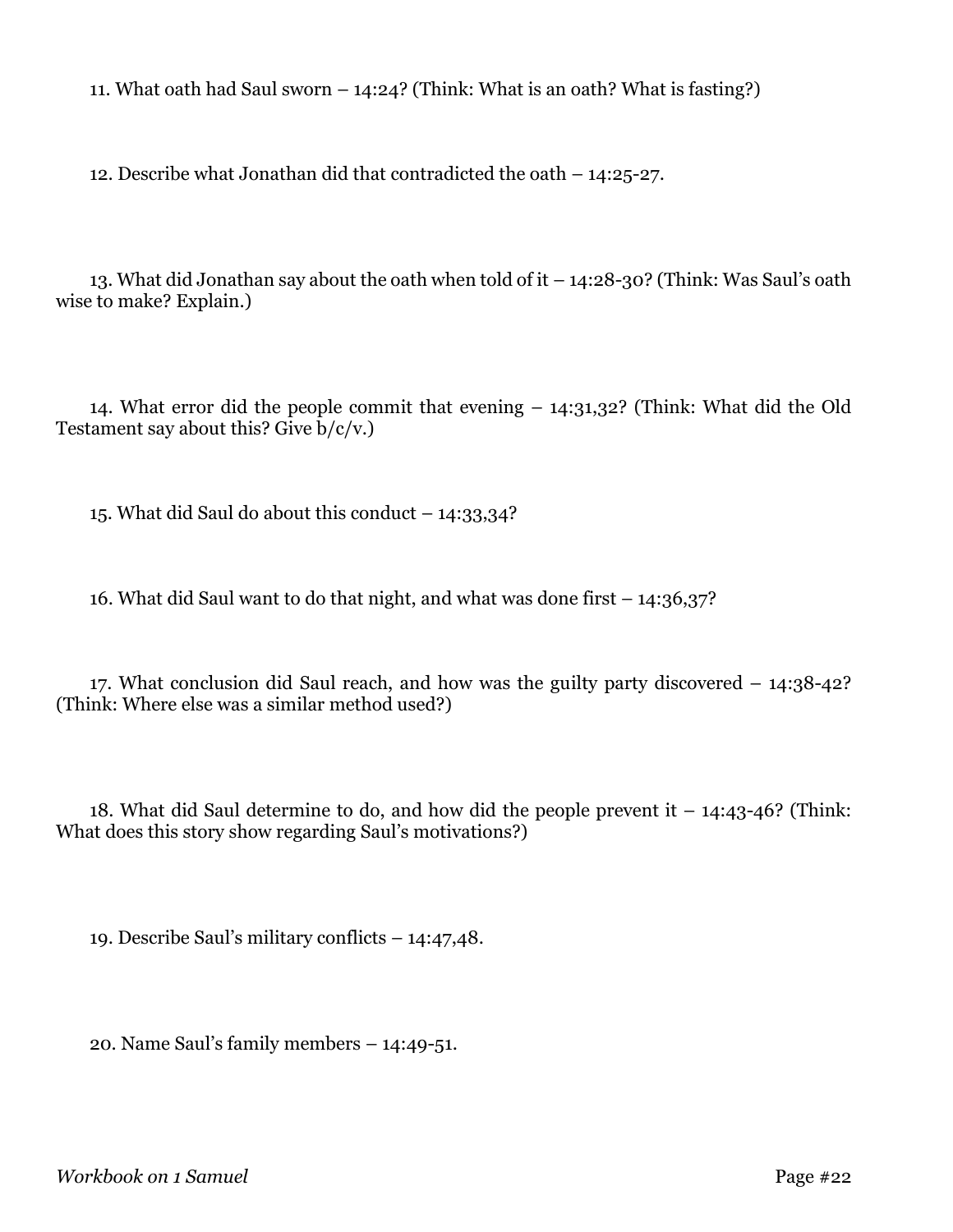11. What oath had Saul sworn – 14:24? (Think: What is an oath? What is fasting?)

12. Describe what Jonathan did that contradicted the oath – 14:25-27.

13. What did Jonathan say about the oath when told of it – 14:28-30? (Think: Was Saul's oath wise to make? Explain.)

14. What error did the people commit that evening – 14:31,32? (Think: What did the Old Testament say about this? Give b/c/v.)

15. What did Saul do about this conduct – 14:33,34?

16. What did Saul want to do that night, and what was done first – 14:36,37?

17. What conclusion did Saul reach, and how was the guilty party discovered – 14:38-42? (Think: Where else was a similar method used?)

18. What did Saul determine to do, and how did the people prevent it – 14:43-46? (Think: What does this story show regarding Saul's motivations?)

19. Describe Saul's military conflicts – 14:47,48.

20. Name Saul's family members – 14:49-51.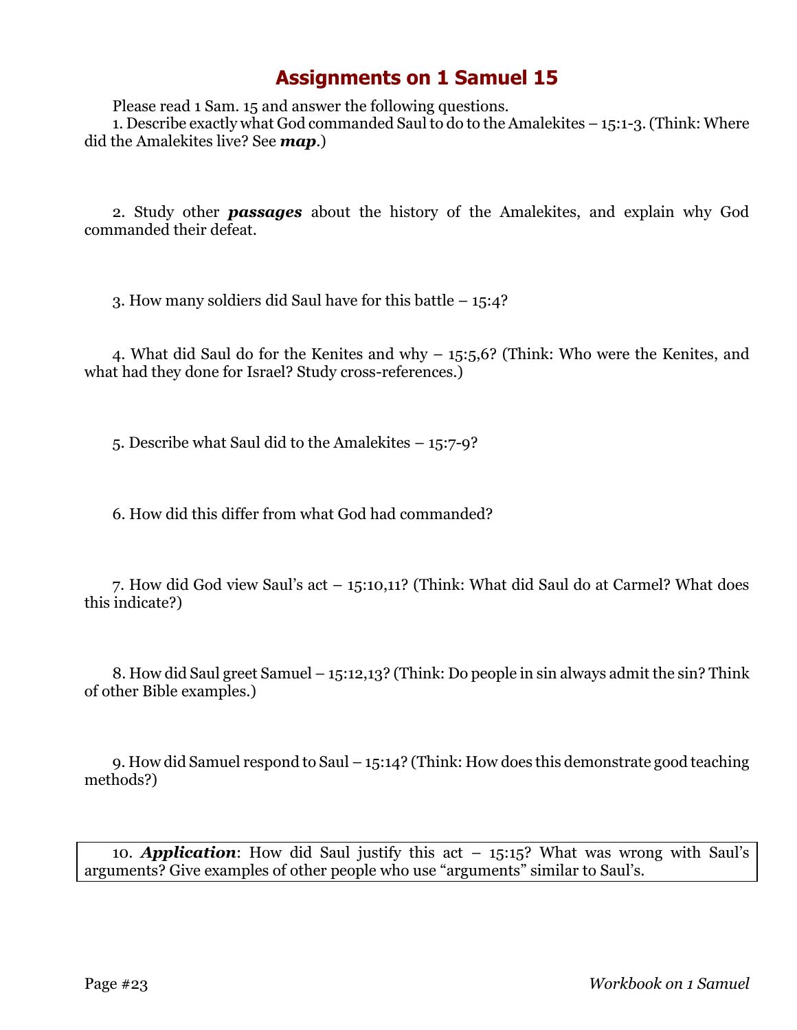# Assignments on 1 Samuel 15

Please read 1 Sam. 15 and answer the following questions.

1. Describe exactly what God commanded Saul to do to the Amalekites – 15:1-3. (Think: Where did the Amalekites live? See ***map***.)

2. Study other ***passages*** about the history of the Amalekites, and explain why God commanded their defeat.

3. How many soldiers did Saul have for this battle – 15:4?

4. What did Saul do for the Kenites and why – 15:5,6? (Think: Who were the Kenites, and what had they done for Israel? Study cross-references.)

5. Describe what Saul did to the Amalekites – 15:7-9?

6. How did this differ from what God had commanded?

7. How did God view Saul's act – 15:10,11? (Think: What did Saul do at Carmel? What does this indicate?)

8. How did Saul greet Samuel – 15:12,13? (Think: Do people in sin always admit the sin? Think of other Bible examples.)

9. How did Samuel respond to Saul – 15:14? (Think: How does this demonstrate good teaching methods?)

10. ***Application***: How did Saul justify this act – 15:15? What was wrong with Saul's arguments? Give examples of other people who use "arguments" similar to Saul's.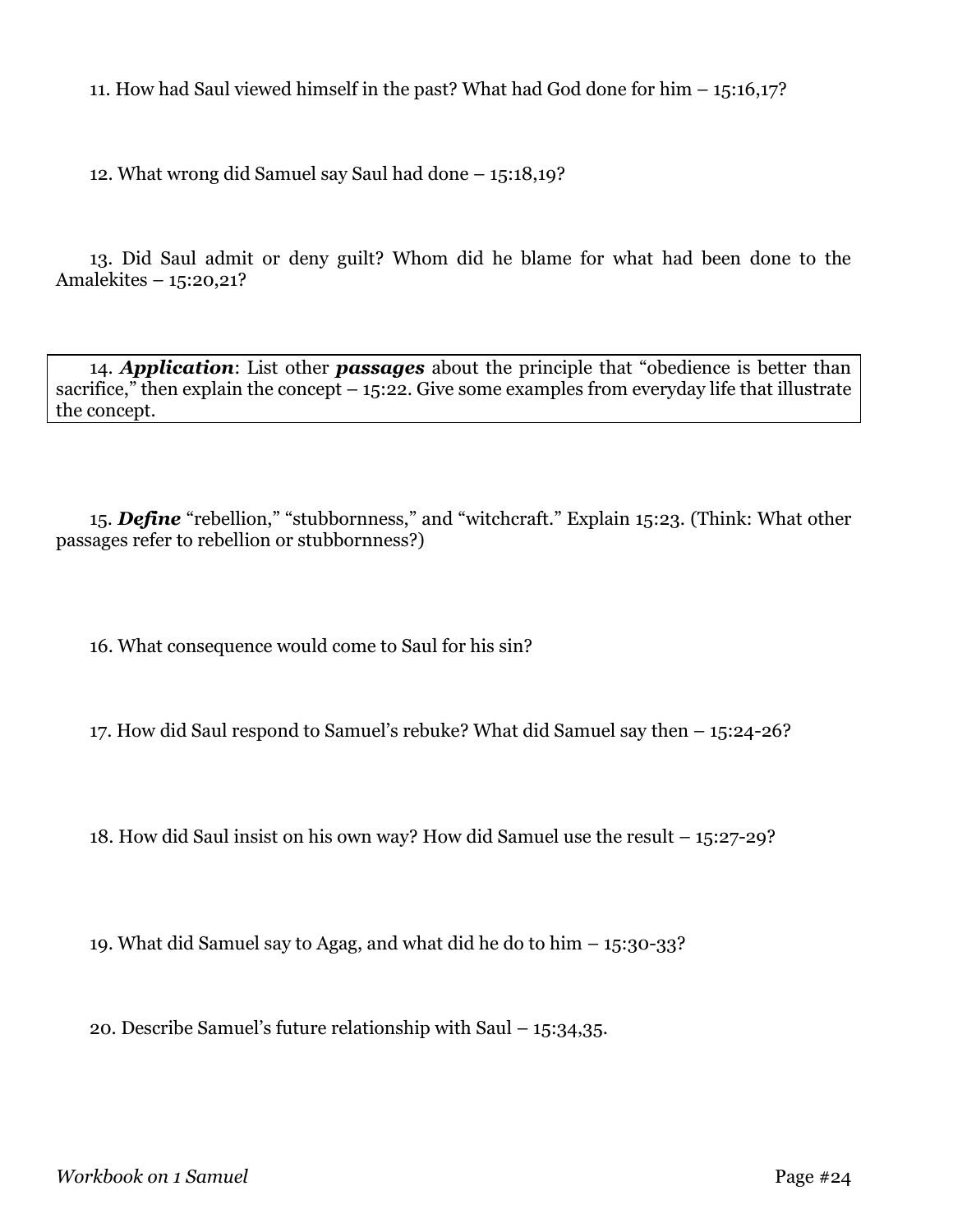11. How had Saul viewed himself in the past? What had God done for him – 15:16,17?

12. What wrong did Samuel say Saul had done – 15:18,19?

13. Did Saul admit or deny guilt? Whom did he blame for what had been done to the Amalekites – 15:20,21?

14. ***Application***: List other ***passages*** about the principle that "obedience is better than sacrifice," then explain the concept – 15:22. Give some examples from everyday life that illustrate the concept.

15. ***Define*** "rebellion," "stubbornness," and "witchcraft." Explain 15:23. (Think: What other passages refer to rebellion or stubbornness?)

16. What consequence would come to Saul for his sin?

17. How did Saul respond to Samuel's rebuke? What did Samuel say then – 15:24-26?

18. How did Saul insist on his own way? How did Samuel use the result – 15:27-29?

19. What did Samuel say to Agag, and what did he do to him – 15:30-33?

20. Describe Samuel's future relationship with Saul – 15:34,35.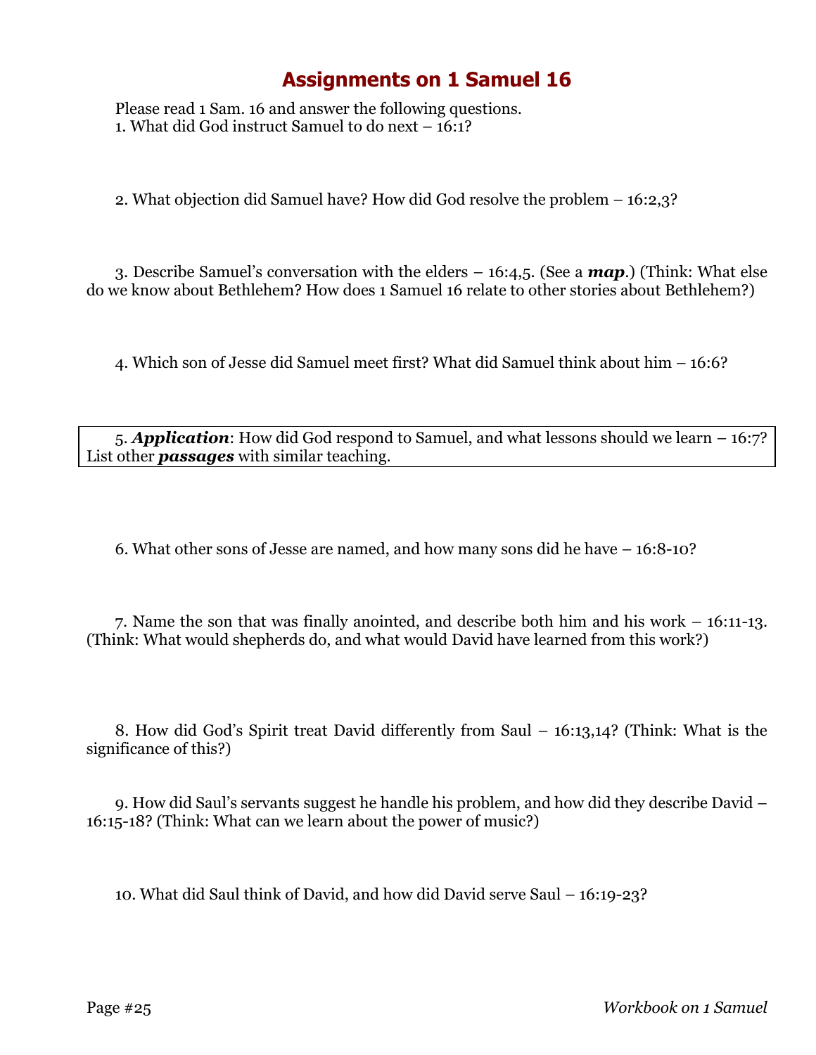# Assignments on 1 Samuel 16

Please read 1 Sam. 16 and answer the following questions.

1. What did God instruct Samuel to do next – 16:1?

2. What objection did Samuel have? How did God resolve the problem – 16:2,3?

3. Describe Samuel's conversation with the elders – 16:4,5. (See a ***map***.) (Think: What else do we know about Bethlehem? How does 1 Samuel 16 relate to other stories about Bethlehem?)

4. Which son of Jesse did Samuel meet first? What did Samuel think about him – 16:6?

5. ***Application***: How did God respond to Samuel, and what lessons should we learn – 16:7? List other ***passages*** with similar teaching.

6. What other sons of Jesse are named, and how many sons did he have – 16:8-10?

7. Name the son that was finally anointed, and describe both him and his work – 16:11-13. (Think: What would shepherds do, and what would David have learned from this work?)

8. How did God's Spirit treat David differently from Saul – 16:13,14? (Think: What is the significance of this?)

9. How did Saul's servants suggest he handle his problem, and how did they describe David – 16:15-18? (Think: What can we learn about the power of music?)

10. What did Saul think of David, and how did David serve Saul – 16:19-23?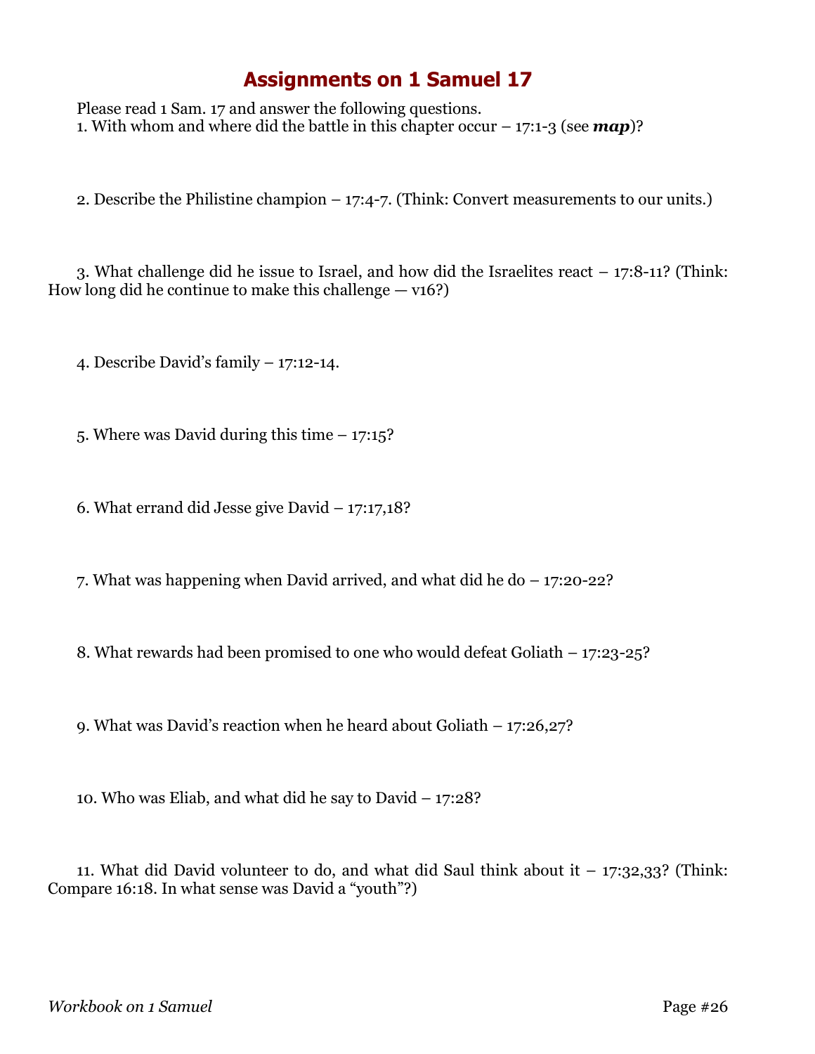# Assignments on 1 Samuel 17

Please read 1 Sam. 17 and answer the following questions.

1. With whom and where did the battle in this chapter occur – 17:1-3 (see ***map***)?

2. Describe the Philistine champion – 17:4-7. (Think: Convert measurements to our units.)

3. What challenge did he issue to Israel, and how did the Israelites react – 17:8-11? (Think: How long did he continue to make this challenge — v16?)

4. Describe David's family – 17:12-14.

5. Where was David during this time – 17:15?

6. What errand did Jesse give David – 17:17,18?

7. What was happening when David arrived, and what did he do – 17:20-22?

8. What rewards had been promised to one who would defeat Goliath – 17:23-25?

9. What was David's reaction when he heard about Goliath – 17:26,27?

10. Who was Eliab, and what did he say to David – 17:28?

11. What did David volunteer to do, and what did Saul think about it – 17:32,33? (Think: Compare 16:18. In what sense was David a "youth"?)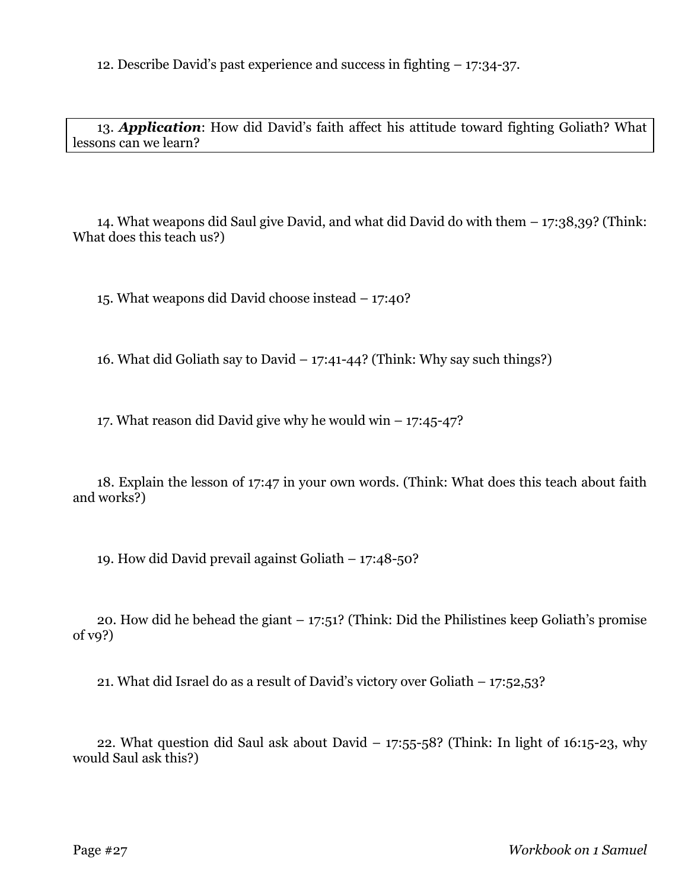12. Describe David's past experience and success in fighting – 17:34-37.

13. ***Application***: How did David's faith affect his attitude toward fighting Goliath? What lessons can we learn?

14. What weapons did Saul give David, and what did David do with them – 17:38,39? (Think: What does this teach us?)

15. What weapons did David choose instead – 17:40?

16. What did Goliath say to David – 17:41-44? (Think: Why say such things?)

17. What reason did David give why he would win – 17:45-47?

18. Explain the lesson of 17:47 in your own words. (Think: What does this teach about faith and works?)

19. How did David prevail against Goliath – 17:48-50?

20. How did he behead the giant – 17:51? (Think: Did the Philistines keep Goliath's promise of v9?)

21. What did Israel do as a result of David's victory over Goliath – 17:52,53?

22. What question did Saul ask about David – 17:55-58? (Think: In light of 16:15-23, why would Saul ask this?)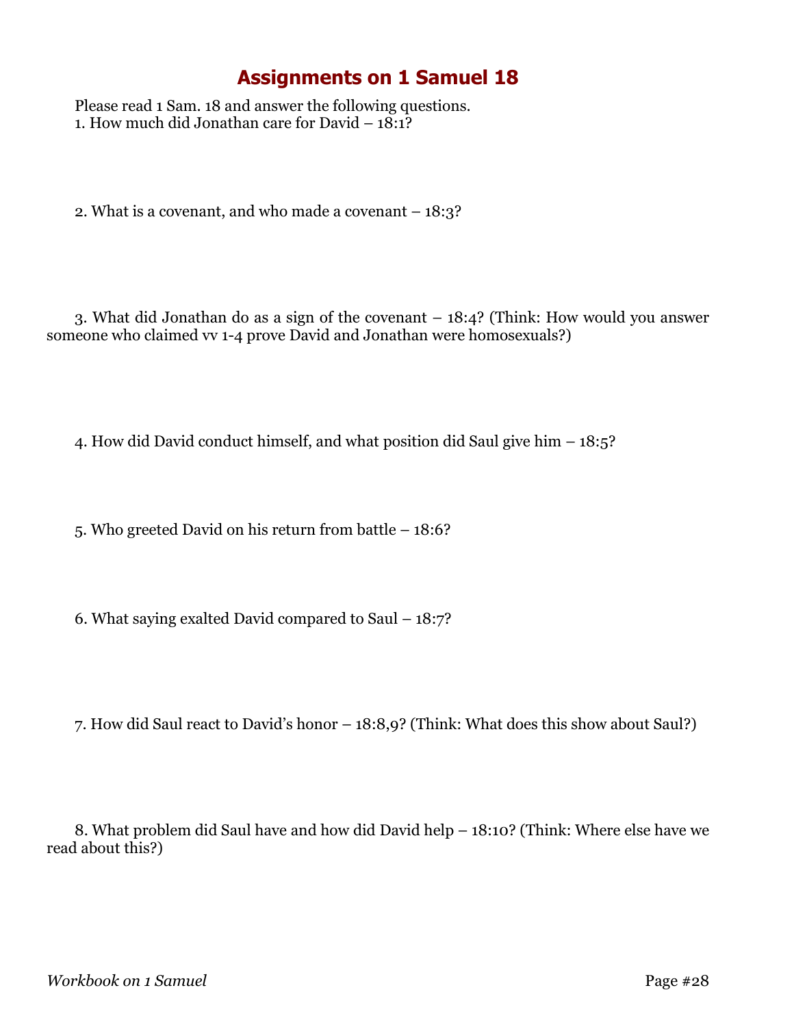# Assignments on 1 Samuel 18

Please read 1 Sam. 18 and answer the following questions.

1. How much did Jonathan care for David – 18:1?

2. What is a covenant, and who made a covenant – 18:3?

3. What did Jonathan do as a sign of the covenant – 18:4? (Think: How would you answer someone who claimed vv 1-4 prove David and Jonathan were homosexuals?)

4. How did David conduct himself, and what position did Saul give him – 18:5?

5. Who greeted David on his return from battle – 18:6?

6. What saying exalted David compared to Saul – 18:7?

7. How did Saul react to David's honor – 18:8,9? (Think: What does this show about Saul?)

8. What problem did Saul have and how did David help – 18:10? (Think: Where else have we read about this?)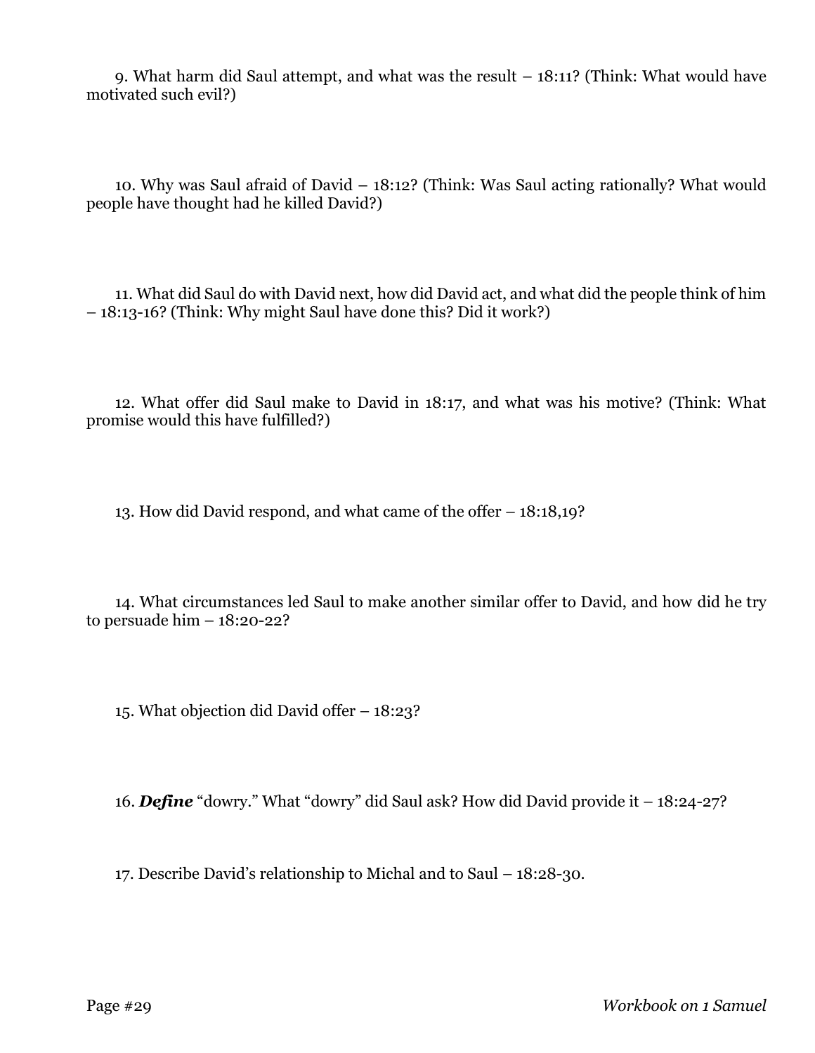9. What harm did Saul attempt, and what was the result – 18:11? (Think: What would have motivated such evil?)

10. Why was Saul afraid of David – 18:12? (Think: Was Saul acting rationally? What would people have thought had he killed David?)

11. What did Saul do with David next, how did David act, and what did the people think of him – 18:13-16? (Think: Why might Saul have done this? Did it work?)

12. What offer did Saul make to David in 18:17, and what was his motive? (Think: What promise would this have fulfilled?)

13. How did David respond, and what came of the offer – 18:18,19?

14. What circumstances led Saul to make another similar offer to David, and how did he try to persuade him – 18:20-22?

15. What objection did David offer – 18:23?

16. ***Define*** "dowry." What "dowry" did Saul ask? How did David provide it – 18:24-27?

17. Describe David's relationship to Michal and to Saul – 18:28-30.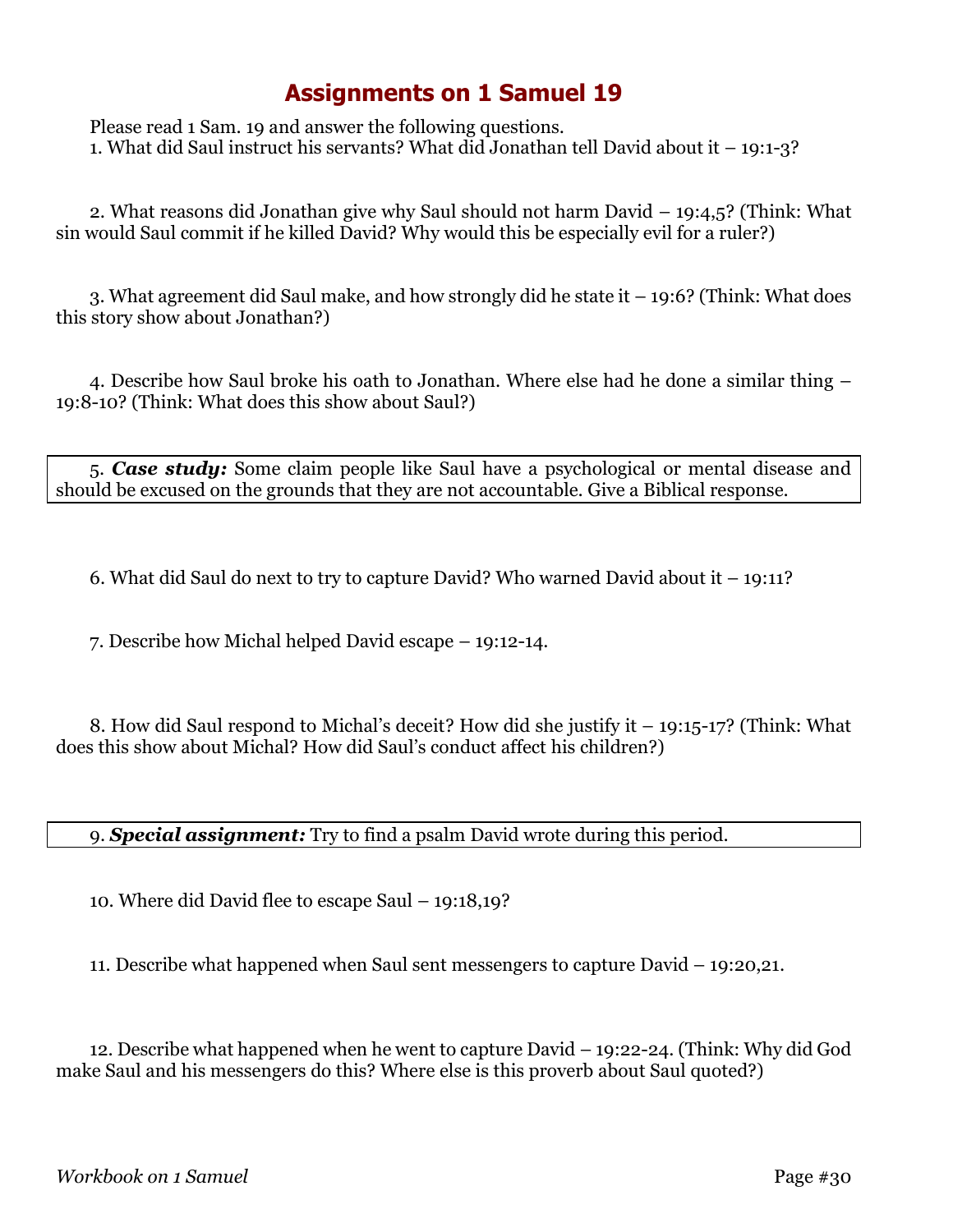# Assignments on 1 Samuel 19

Please read 1 Sam. 19 and answer the following questions.

1. What did Saul instruct his servants? What did Jonathan tell David about it – 19:1-3?

2. What reasons did Jonathan give why Saul should not harm David – 19:4,5? (Think: What sin would Saul commit if he killed David? Why would this be especially evil for a ruler?)

3. What agreement did Saul make, and how strongly did he state it – 19:6? (Think: What does this story show about Jonathan?)

4. Describe how Saul broke his oath to Jonathan. Where else had he done a similar thing – 19:8-10? (Think: What does this show about Saul?)

5. ***Case study:*** Some claim people like Saul have a psychological or mental disease and should be excused on the grounds that they are not accountable. Give a Biblical response.

6. What did Saul do next to try to capture David? Who warned David about it – 19:11?

7. Describe how Michal helped David escape – 19:12-14.

8. How did Saul respond to Michal's deceit? How did she justify it – 19:15-17? (Think: What does this show about Michal? How did Saul's conduct affect his children?)

9. ***Special assignment:*** Try to find a psalm David wrote during this period.

10. Where did David flee to escape Saul – 19:18,19?

11. Describe what happened when Saul sent messengers to capture David – 19:20,21.

12. Describe what happened when he went to capture David – 19:22-24. (Think: Why did God make Saul and his messengers do this? Where else is this proverb about Saul quoted?)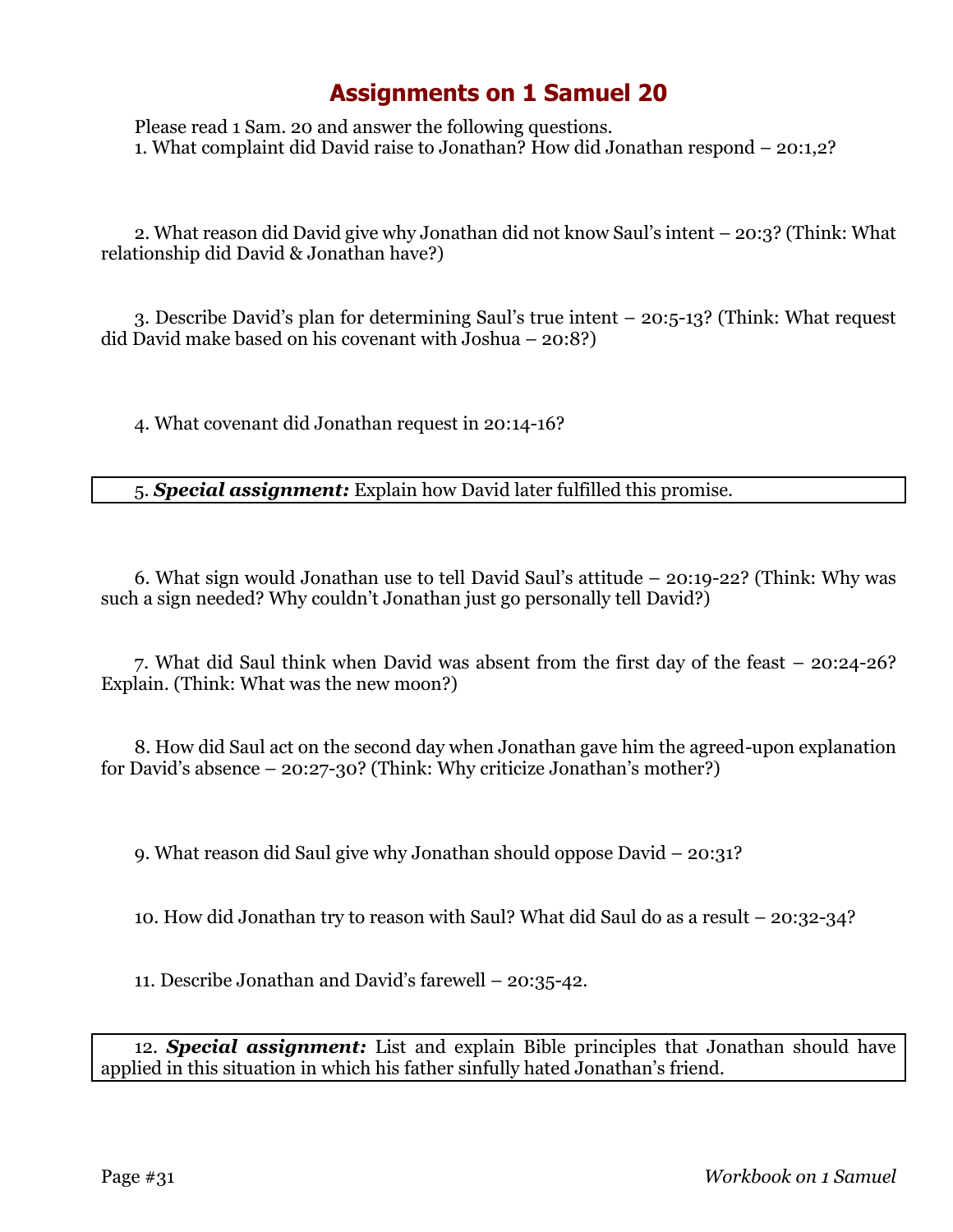# Assignments on 1 Samuel 20

Please read 1 Sam. 20 and answer the following questions.

1. What complaint did David raise to Jonathan? How did Jonathan respond – 20:1,2?

2. What reason did David give why Jonathan did not know Saul's intent – 20:3? (Think: What relationship did David & Jonathan have?)

3. Describe David's plan for determining Saul's true intent – 20:5-13? (Think: What request did David make based on his covenant with Joshua – 20:8?)

4. What covenant did Jonathan request in 20:14-16?

5. ***Special assignment:*** Explain how David later fulfilled this promise.

6. What sign would Jonathan use to tell David Saul's attitude – 20:19-22? (Think: Why was such a sign needed? Why couldn't Jonathan just go personally tell David?)

7. What did Saul think when David was absent from the first day of the feast – 20:24-26? Explain. (Think: What was the new moon?)

8. How did Saul act on the second day when Jonathan gave him the agreed-upon explanation for David's absence – 20:27-30? (Think: Why criticize Jonathan's mother?)

9. What reason did Saul give why Jonathan should oppose David – 20:31?

10. How did Jonathan try to reason with Saul? What did Saul do as a result – 20:32-34?

11. Describe Jonathan and David's farewell – 20:35-42.

12. ***Special assignment:*** List and explain Bible principles that Jonathan should have applied in this situation in which his father sinfully hated Jonathan's friend.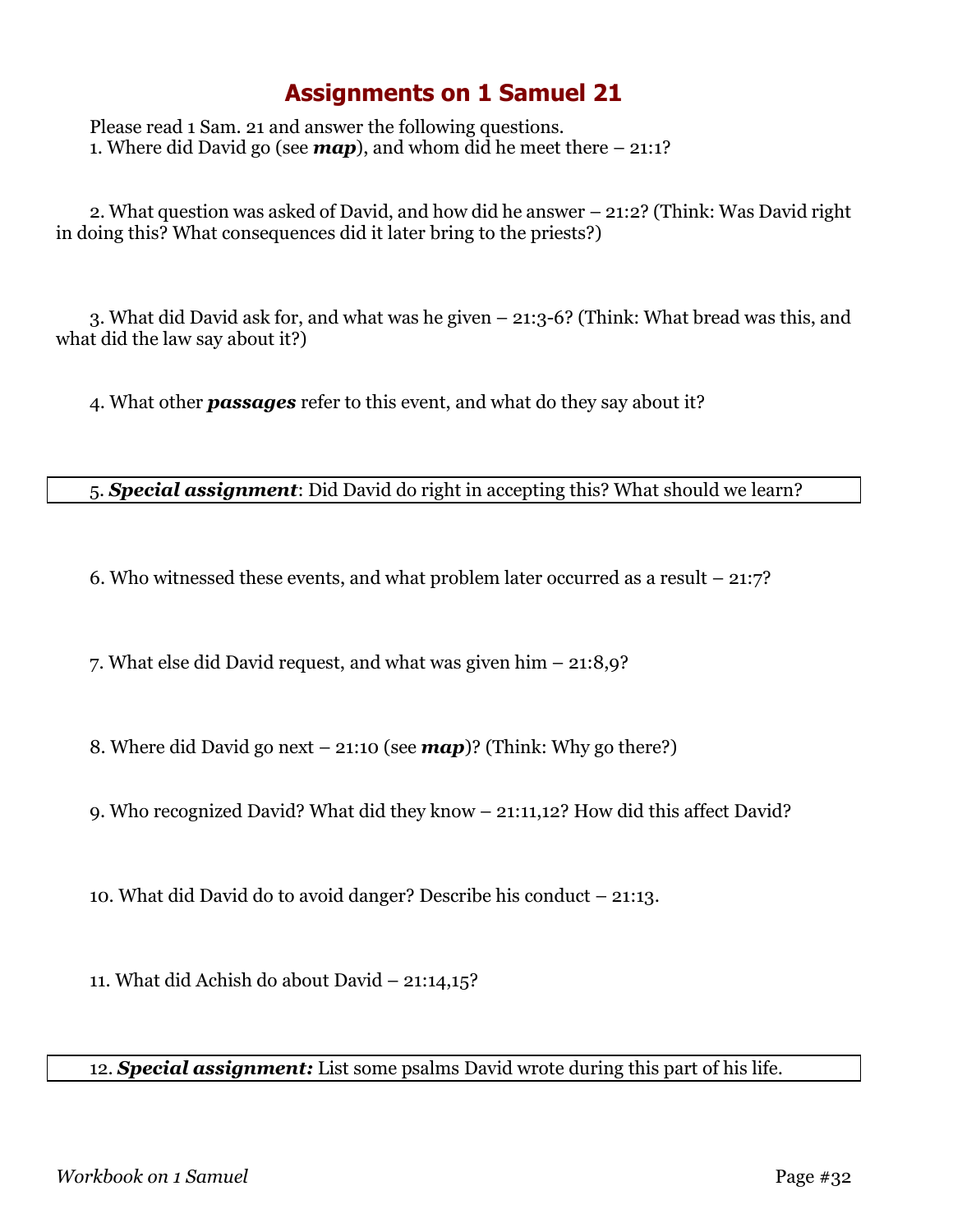# Assignments on 1 Samuel 21

Please read 1 Sam. 21 and answer the following questions.

1. Where did David go (see ***map***), and whom did he meet there – 21:1?

2. What question was asked of David, and how did he answer – 21:2? (Think: Was David right in doing this? What consequences did it later bring to the priests?)

3. What did David ask for, and what was he given – 21:3-6? (Think: What bread was this, and what did the law say about it?)

4. What other ***passages*** refer to this event, and what do they say about it?

5. ***Special assignment***: Did David do right in accepting this? What should we learn?

6. Who witnessed these events, and what problem later occurred as a result – 21:7?

7. What else did David request, and what was given him – 21:8,9?

8. Where did David go next – 21:10 (see ***map***)? (Think: Why go there?)

9. Who recognized David? What did they know – 21:11,12? How did this affect David?

10. What did David do to avoid danger? Describe his conduct – 21:13.

11. What did Achish do about David – 21:14,15?

12. ***Special assignment:*** List some psalms David wrote during this part of his life.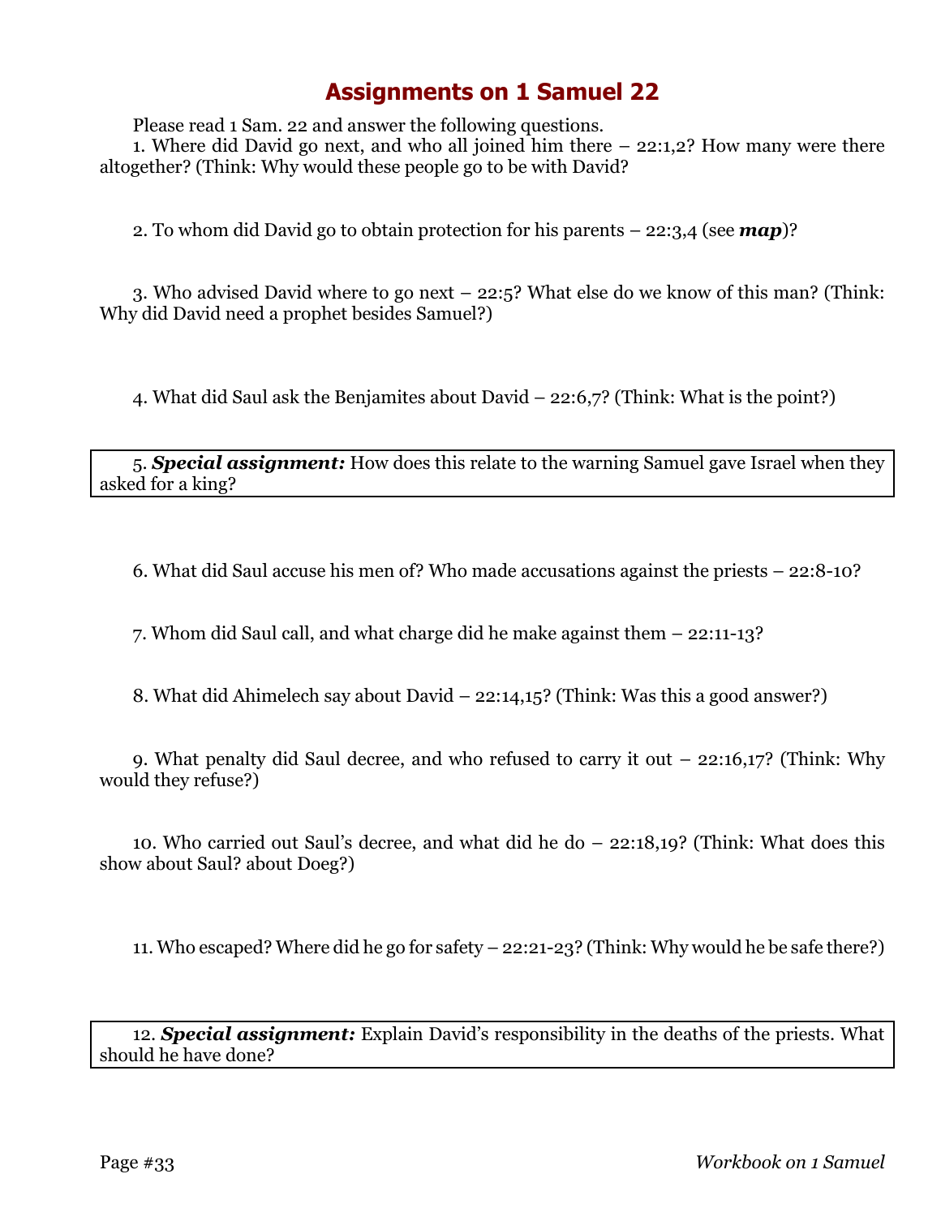# Assignments on 1 Samuel 22

Please read 1 Sam. 22 and answer the following questions.

1. Where did David go next, and who all joined him there – 22:1,2? How many were there altogether? (Think: Why would these people go to be with David?

2. To whom did David go to obtain protection for his parents – 22:3,4 (see ***map***)?

3. Who advised David where to go next – 22:5? What else do we know of this man? (Think: Why did David need a prophet besides Samuel?)

4. What did Saul ask the Benjamites about David – 22:6,7? (Think: What is the point?)

5. ***Special assignment:*** How does this relate to the warning Samuel gave Israel when they asked for a king?

6. What did Saul accuse his men of? Who made accusations against the priests – 22:8-10?

7. Whom did Saul call, and what charge did he make against them – 22:11-13?

8. What did Ahimelech say about David – 22:14,15? (Think: Was this a good answer?)

9. What penalty did Saul decree, and who refused to carry it out – 22:16,17? (Think: Why would they refuse?)

10. Who carried out Saul's decree, and what did he do – 22:18,19? (Think: What does this show about Saul? about Doeg?)

11. Who escaped? Where did he go for safety – 22:21-23? (Think: Why would he be safe there?)

12. ***Special assignment:*** Explain David's responsibility in the deaths of the priests. What should he have done?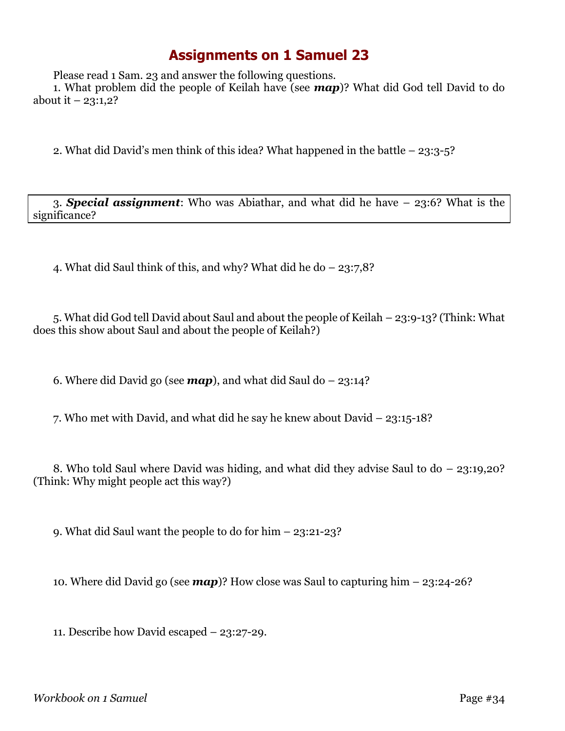# Assignments on 1 Samuel 23

Please read 1 Sam. 23 and answer the following questions.

1. What problem did the people of Keilah have (see ***map***)? What did God tell David to do about it – 23:1,2?

2. What did David's men think of this idea? What happened in the battle – 23:3-5?

3. ***Special assignment***: Who was Abiathar, and what did he have – 23:6? What is the significance?

4. What did Saul think of this, and why? What did he do – 23:7,8?

5. What did God tell David about Saul and about the people of Keilah – 23:9-13? (Think: What does this show about Saul and about the people of Keilah?)

6. Where did David go (see ***map***), and what did Saul do – 23:14?

7. Who met with David, and what did he say he knew about David – 23:15-18?

8. Who told Saul where David was hiding, and what did they advise Saul to do – 23:19,20? (Think: Why might people act this way?)

9. What did Saul want the people to do for him – 23:21-23?

10. Where did David go (see ***map***)? How close was Saul to capturing him – 23:24-26?

11. Describe how David escaped – 23:27-29.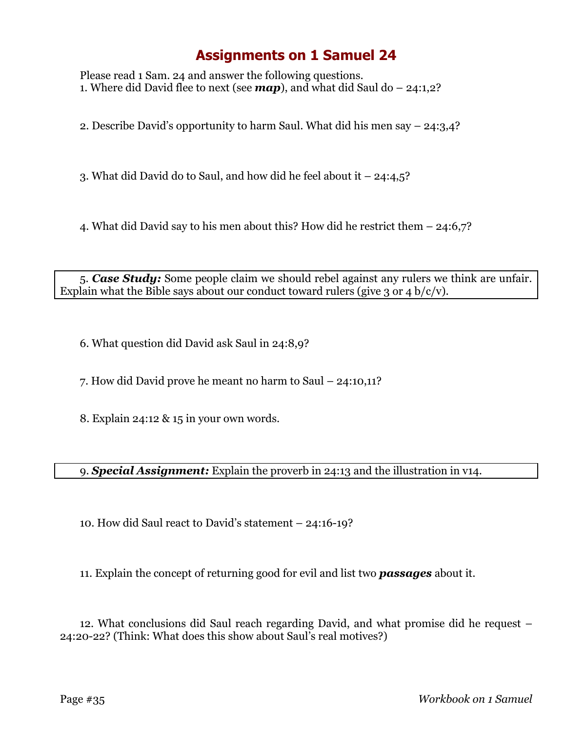# Assignments on 1 Samuel 24

Please read 1 Sam. 24 and answer the following questions.

1. Where did David flee to next (see ***map***), and what did Saul do – 24:1,2?

2. Describe David's opportunity to harm Saul. What did his men say – 24:3,4?

3. What did David do to Saul, and how did he feel about it – 24:4,5?

4. What did David say to his men about this? How did he restrict them – 24:6,7?

5. ***Case Study:*** Some people claim we should rebel against any rulers we think are unfair. Explain what the Bible says about our conduct toward rulers (give 3 or 4 b/c/v).

6. What question did David ask Saul in 24:8,9?

7. How did David prove he meant no harm to Saul – 24:10,11?

8. Explain 24:12 & 15 in your own words.

9. ***Special Assignment:*** Explain the proverb in 24:13 and the illustration in v14.

10. How did Saul react to David's statement – 24:16-19?

11. Explain the concept of returning good for evil and list two ***passages*** about it.

12. What conclusions did Saul reach regarding David, and what promise did he request – 24:20-22? (Think: What does this show about Saul's real motives?)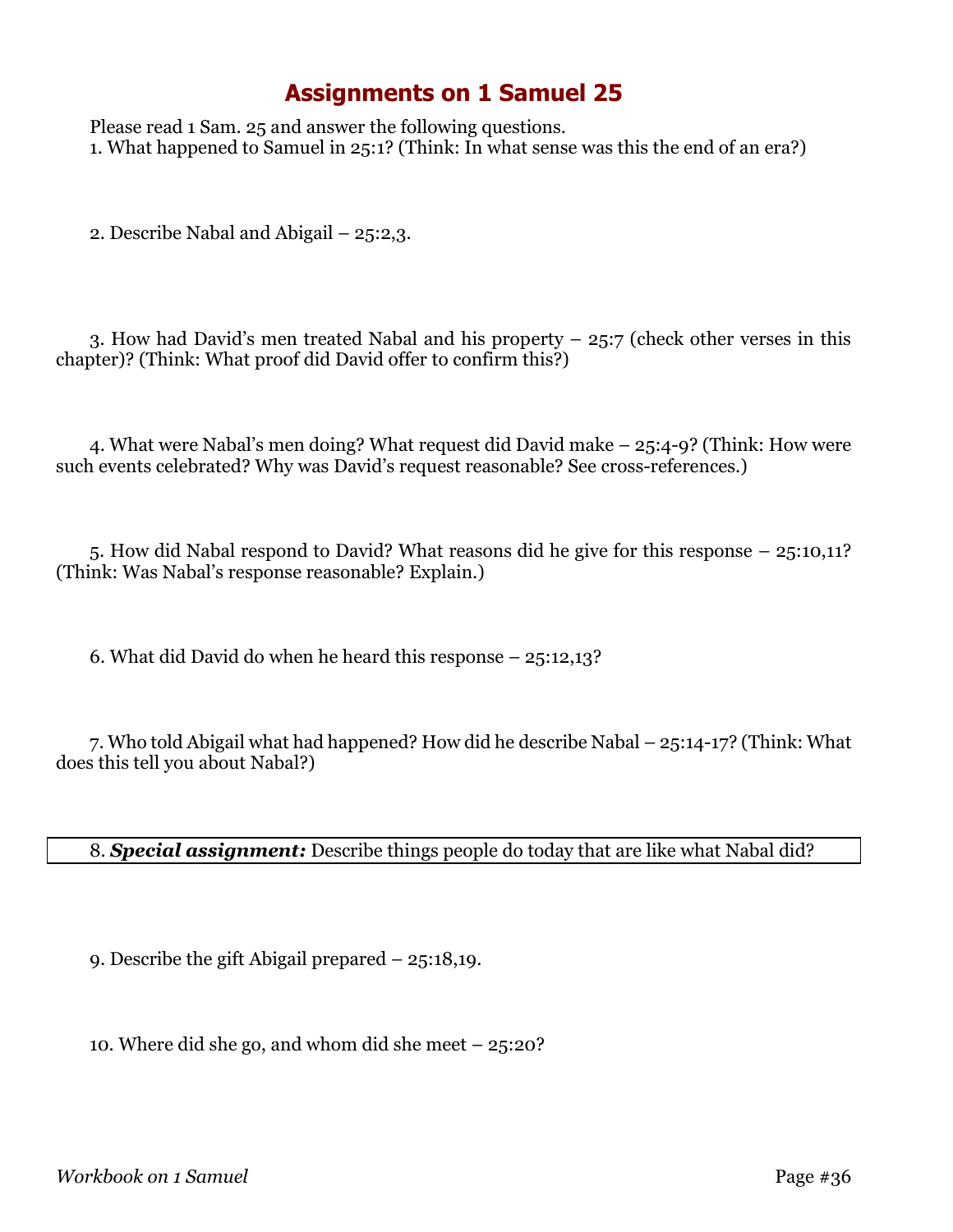# Assignments on 1 Samuel 25

Please read 1 Sam. 25 and answer the following questions.

1. What happened to Samuel in 25:1? (Think: In what sense was this the end of an era?)

2. Describe Nabal and Abigail – 25:2,3.

3. How had David's men treated Nabal and his property – 25:7 (check other verses in this chapter)? (Think: What proof did David offer to confirm this?)

4. What were Nabal's men doing? What request did David make – 25:4-9? (Think: How were such events celebrated? Why was David's request reasonable? See cross-references.)

5. How did Nabal respond to David? What reasons did he give for this response – 25:10,11? (Think: Was Nabal's response reasonable? Explain.)

6. What did David do when he heard this response – 25:12,13?

7. Who told Abigail what had happened? How did he describe Nabal – 25:14-17? (Think: What does this tell you about Nabal?)

8. ***Special assignment:*** Describe things people do today that are like what Nabal did?

9. Describe the gift Abigail prepared – 25:18,19.

10. Where did she go, and whom did she meet – 25:20?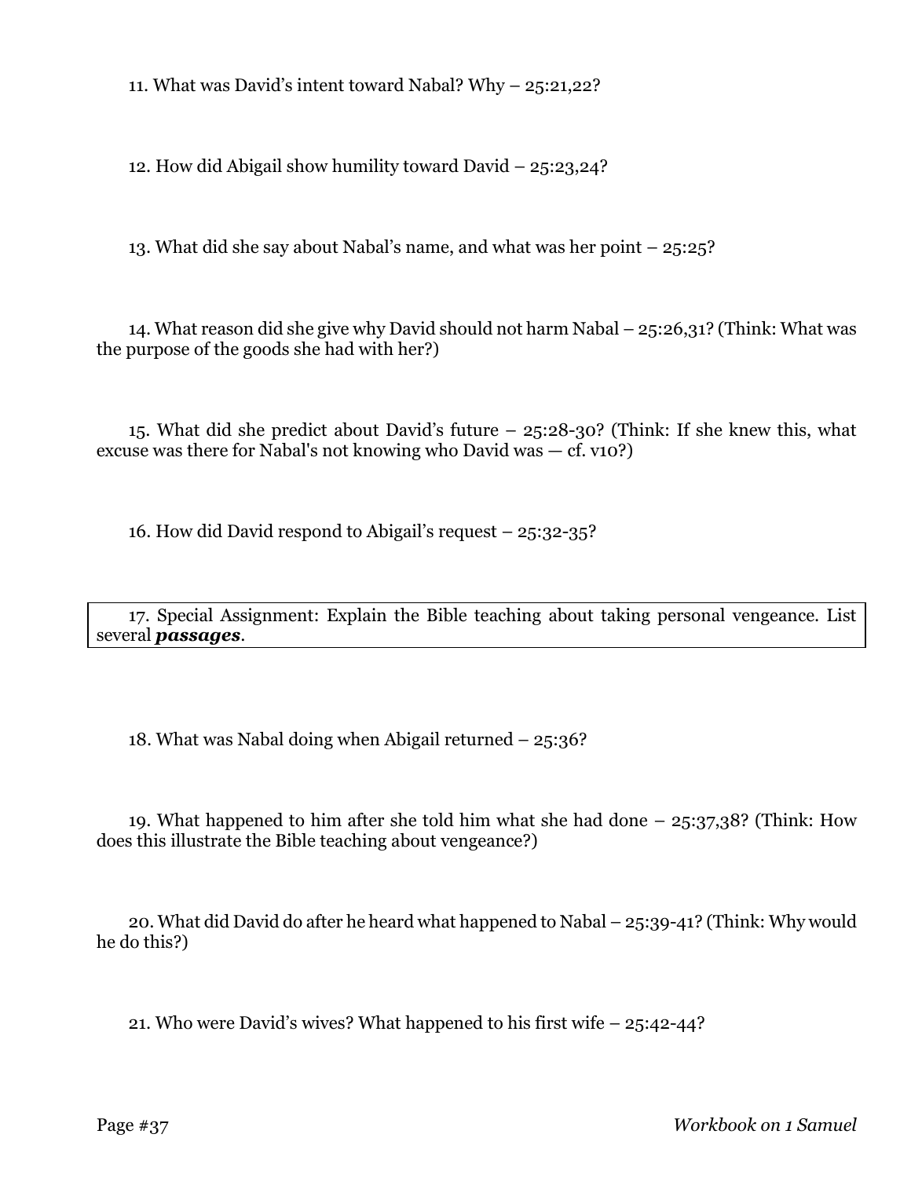11. What was David's intent toward Nabal? Why – 25:21,22?

12. How did Abigail show humility toward David – 25:23,24?

13. What did she say about Nabal's name, and what was her point – 25:25?

14. What reason did she give why David should not harm Nabal – 25:26,31? (Think: What was the purpose of the goods she had with her?)

15. What did she predict about David's future – 25:28-30? (Think: If she knew this, what excuse was there for Nabal's not knowing who David was — cf. v10?)

16. How did David respond to Abigail's request – 25:32-35?

17. Special Assignment: Explain the Bible teaching about taking personal vengeance. List several ***passages***.

18. What was Nabal doing when Abigail returned – 25:36?

19. What happened to him after she told him what she had done – 25:37,38? (Think: How does this illustrate the Bible teaching about vengeance?)

20. What did David do after he heard what happened to Nabal – 25:39-41? (Think: Why would he do this?)

21. Who were David's wives? What happened to his first wife – 25:42-44?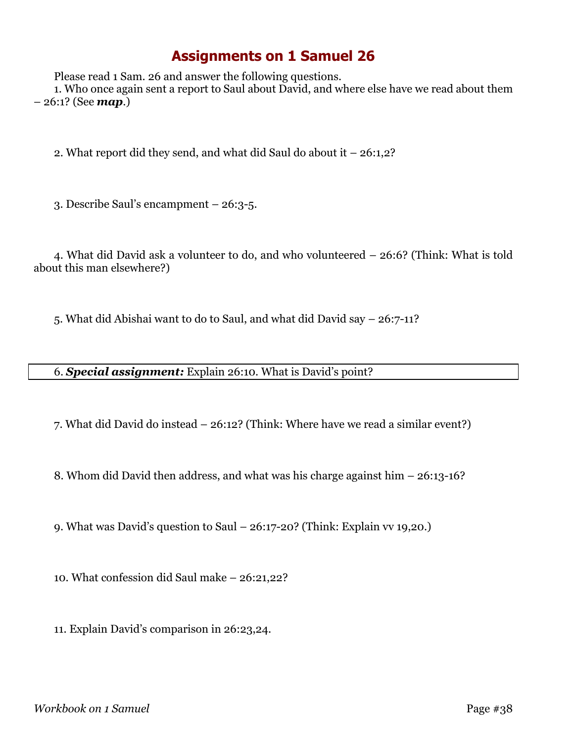# Assignments on 1 Samuel 26

Please read 1 Sam. 26 and answer the following questions.

1. Who once again sent a report to Saul about David, and where else have we read about them – 26:1? (See ***map***.)

2. What report did they send, and what did Saul do about it – 26:1,2?

3. Describe Saul's encampment – 26:3-5.

4. What did David ask a volunteer to do, and who volunteered – 26:6? (Think: What is told about this man elsewhere?)

5. What did Abishai want to do to Saul, and what did David say – 26:7-11?

6. ***Special assignment:*** Explain 26:10. What is David's point?

7. What did David do instead – 26:12? (Think: Where have we read a similar event?)

8. Whom did David then address, and what was his charge against him – 26:13-16?

9. What was David's question to Saul – 26:17-20? (Think: Explain vv 19,20.)

10. What confession did Saul make – 26:21,22?

11. Explain David's comparison in 26:23,24.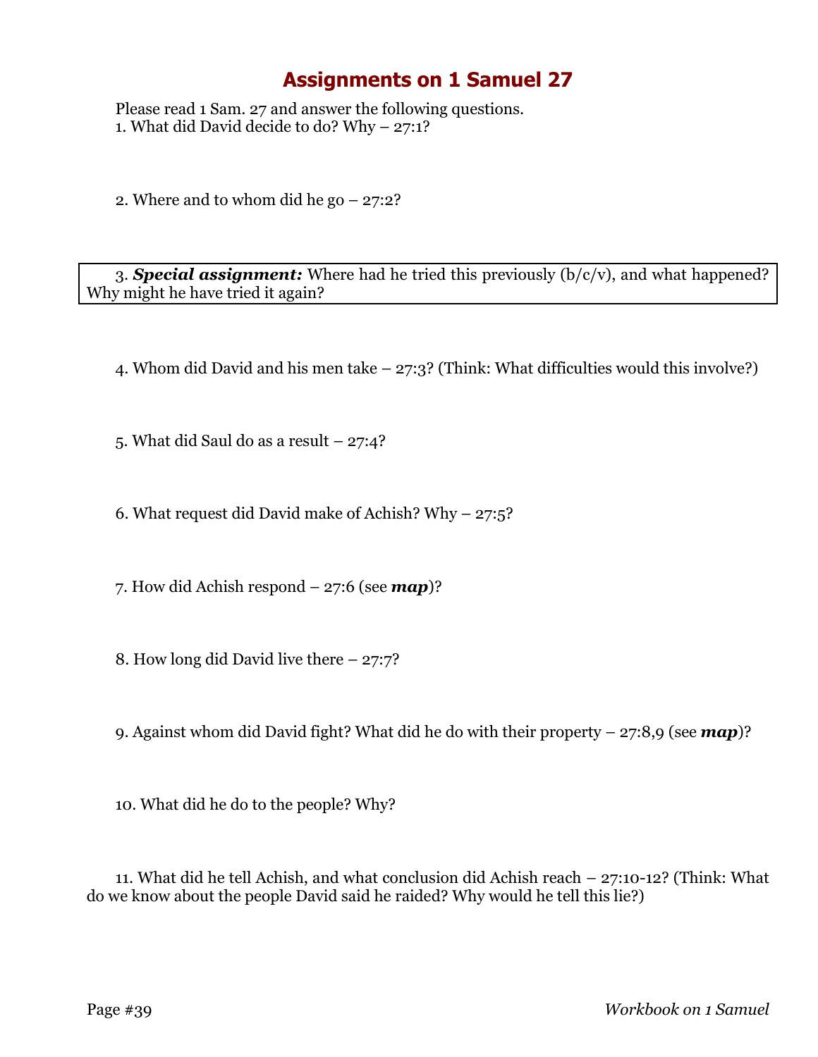# Assignments on 1 Samuel 27

Please read 1 Sam. 27 and answer the following questions.

1. What did David decide to do? Why – 27:1?

2. Where and to whom did he go – 27:2?

3. ***Special assignment:*** Where had he tried this previously (b/c/v), and what happened? Why might he have tried it again?

4. Whom did David and his men take – 27:3? (Think: What difficulties would this involve?)

5. What did Saul do as a result – 27:4?

6. What request did David make of Achish? Why – 27:5?

7. How did Achish respond – 27:6 (see ***map***)?

8. How long did David live there – 27:7?

9. Against whom did David fight? What did he do with their property – 27:8,9 (see ***map***)?

10. What did he do to the people? Why?

11. What did he tell Achish, and what conclusion did Achish reach – 27:10-12? (Think: What do we know about the people David said he raided? Why would he tell this lie?)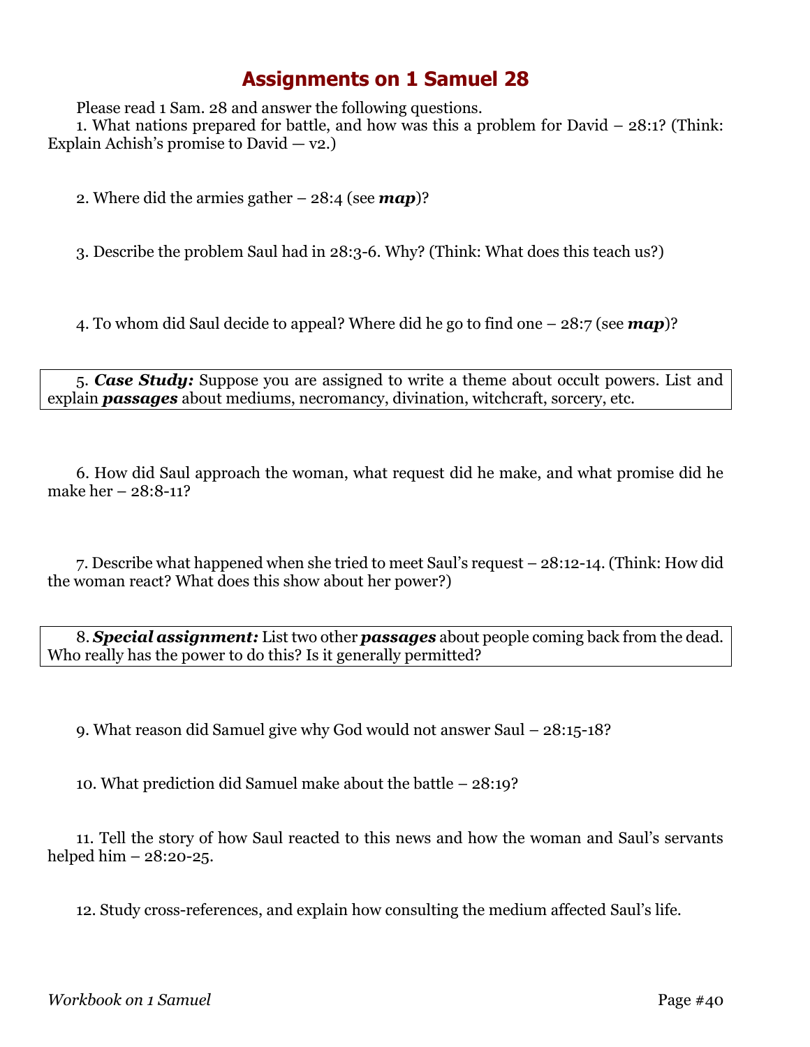# Assignments on 1 Samuel 28

Please read 1 Sam. 28 and answer the following questions.

1. What nations prepared for battle, and how was this a problem for David – 28:1? (Think: Explain Achish's promise to David — v2.)

2. Where did the armies gather – 28:4 (see ***map***)?

3. Describe the problem Saul had in 28:3-6. Why? (Think: What does this teach us?)

4. To whom did Saul decide to appeal? Where did he go to find one – 28:7 (see ***map***)?

5. ***Case Study:*** Suppose you are assigned to write a theme about occult powers. List and explain ***passages*** about mediums, necromancy, divination, witchcraft, sorcery, etc.

6. How did Saul approach the woman, what request did he make, and what promise did he make her – 28:8-11?

7. Describe what happened when she tried to meet Saul's request – 28:12-14. (Think: How did the woman react? What does this show about her power?)

8. ***Special assignment:*** List two other ***passages*** about people coming back from the dead. Who really has the power to do this? Is it generally permitted?

9. What reason did Samuel give why God would not answer Saul – 28:15-18?

10. What prediction did Samuel make about the battle – 28:19?

11. Tell the story of how Saul reacted to this news and how the woman and Saul's servants helped him – 28:20-25.

12. Study cross-references, and explain how consulting the medium affected Saul's life.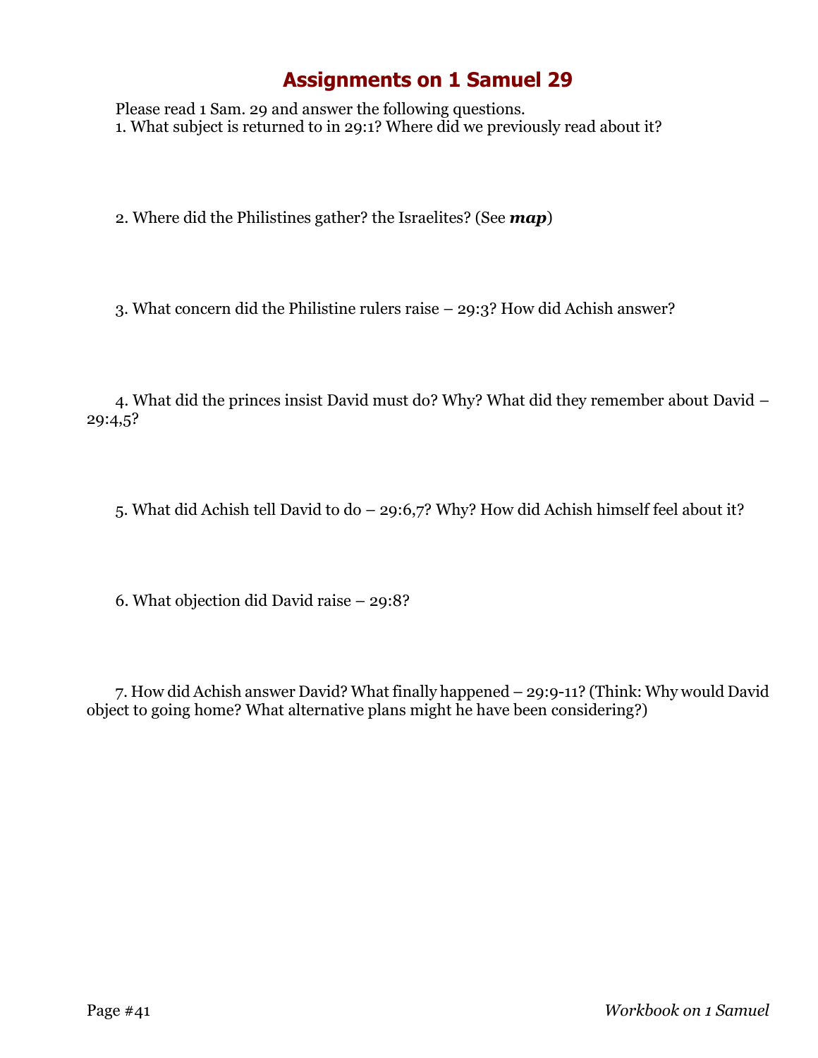# Assignments on 1 Samuel 29

Please read 1 Sam. 29 and answer the following questions.

1. What subject is returned to in 29:1? Where did we previously read about it?

2. Where did the Philistines gather? the Israelites? (See ***map***)

3. What concern did the Philistine rulers raise – 29:3? How did Achish answer?

4. What did the princes insist David must do? Why? What did they remember about David – 29:4,5?

5. What did Achish tell David to do – 29:6,7? Why? How did Achish himself feel about it?

6. What objection did David raise – 29:8?

7. How did Achish answer David? What finally happened – 29:9-11? (Think: Why would David object to going home? What alternative plans might he have been considering?)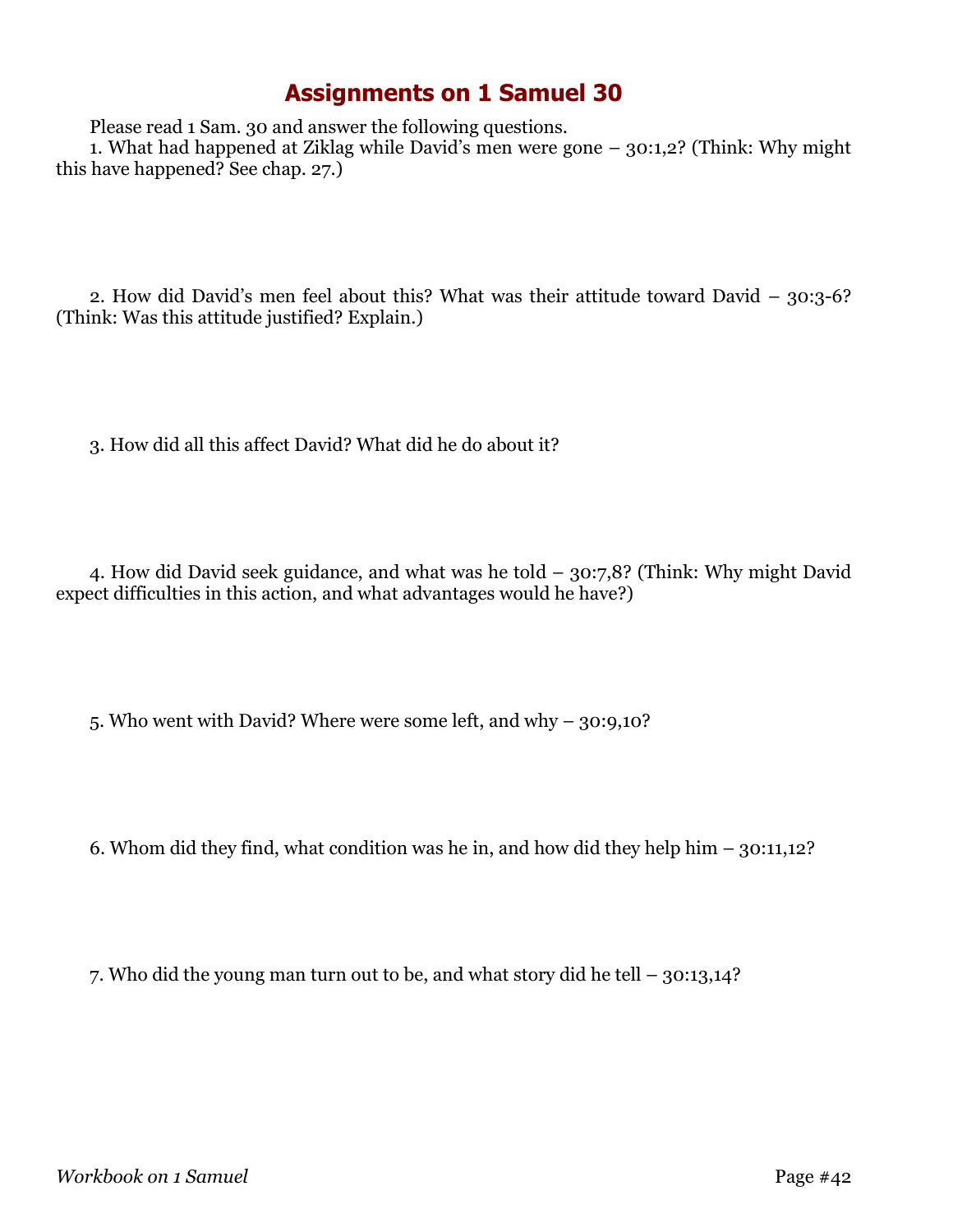# Assignments on 1 Samuel 30

Please read 1 Sam. 30 and answer the following questions.

1. What had happened at Ziklag while David's men were gone – 30:1,2? (Think: Why might this have happened? See chap. 27.)

2. How did David's men feel about this? What was their attitude toward David – 30:3-6? (Think: Was this attitude justified? Explain.)

3. How did all this affect David? What did he do about it?

4. How did David seek guidance, and what was he told – 30:7,8? (Think: Why might David expect difficulties in this action, and what advantages would he have?)

5. Who went with David? Where were some left, and why – 30:9,10?

6. Whom did they find, what condition was he in, and how did they help him – 30:11,12?

7. Who did the young man turn out to be, and what story did he tell – 30:13,14?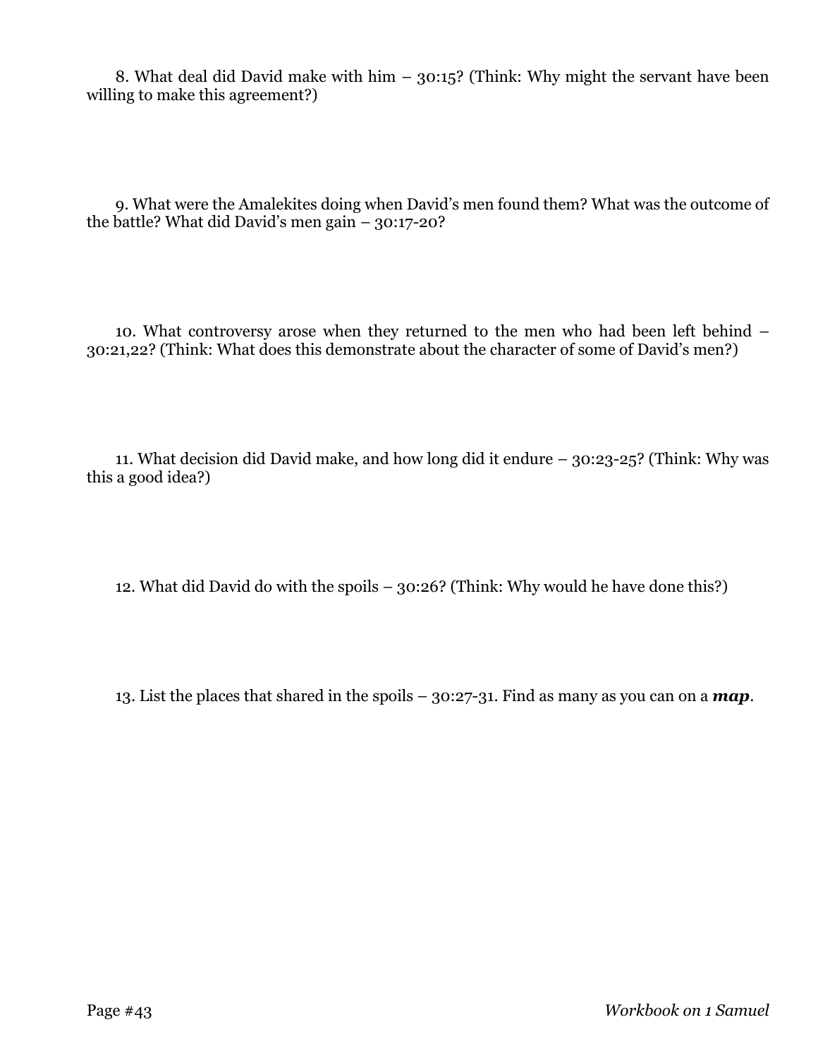8. What deal did David make with him – 30:15? (Think: Why might the servant have been willing to make this agreement?)

9. What were the Amalekites doing when David's men found them? What was the outcome of the battle? What did David's men gain – 30:17-20?

10. What controversy arose when they returned to the men who had been left behind – 30:21,22? (Think: What does this demonstrate about the character of some of David's men?)

11. What decision did David make, and how long did it endure – 30:23-25? (Think: Why was this a good idea?)

12. What did David do with the spoils – 30:26? (Think: Why would he have done this?)

13. List the places that shared in the spoils – 30:27-31. Find as many as you can on a ***map***.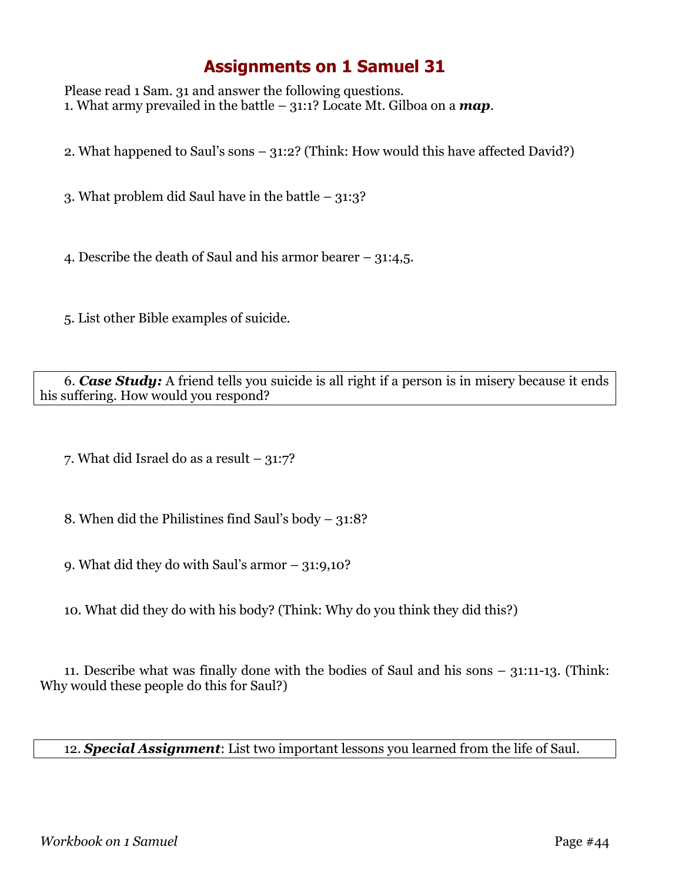# Assignments on 1 Samuel 31

Please read 1 Sam. 31 and answer the following questions.

1. What army prevailed in the battle – 31:1? Locate Mt. Gilboa on a ***map***.

2. What happened to Saul's sons – 31:2? (Think: How would this have affected David?)

3. What problem did Saul have in the battle – 31:3?

4. Describe the death of Saul and his armor bearer – 31:4,5.

5. List other Bible examples of suicide.

6. ***Case Study:*** A friend tells you suicide is all right if a person is in misery because it ends his suffering. How would you respond?

7. What did Israel do as a result – 31:7?

8. When did the Philistines find Saul's body – 31:8?

9. What did they do with Saul's armor – 31:9,10?

10. What did they do with his body? (Think: Why do you think they did this?)

11. Describe what was finally done with the bodies of Saul and his sons – 31:11-13. (Think: Why would these people do this for Saul?)

12. ***Special Assignment***: List two important lessons you learned from the life of Saul.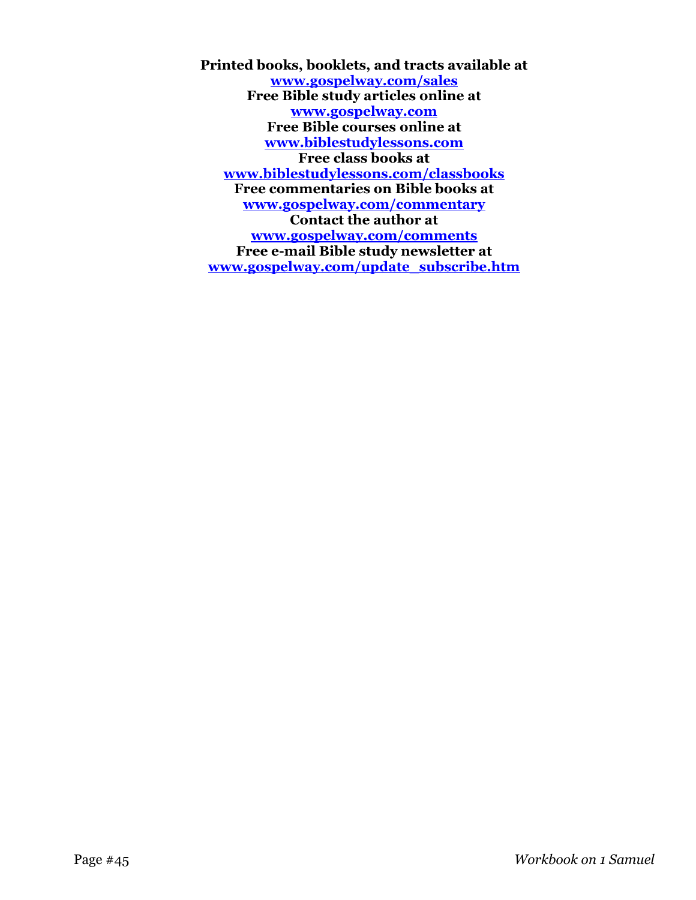**Printed books, booklets, and tracts available at**
**www.gospelway.com/sales**
**Free Bible study articles online at**
**www.gospelway.com**
**Free Bible courses online at**
**www.biblestudylessons.com**
**Free class books at**
**www.biblestudylessons.com/classbooks**
**Free commentaries on Bible books at**
**www.gospelway.com/commentary**
**Contact the author at**
**www.gospelway.com/comments**
**Free e-mail Bible study newsletter at**
**www.gospelway.com/update_subscribe.htm**